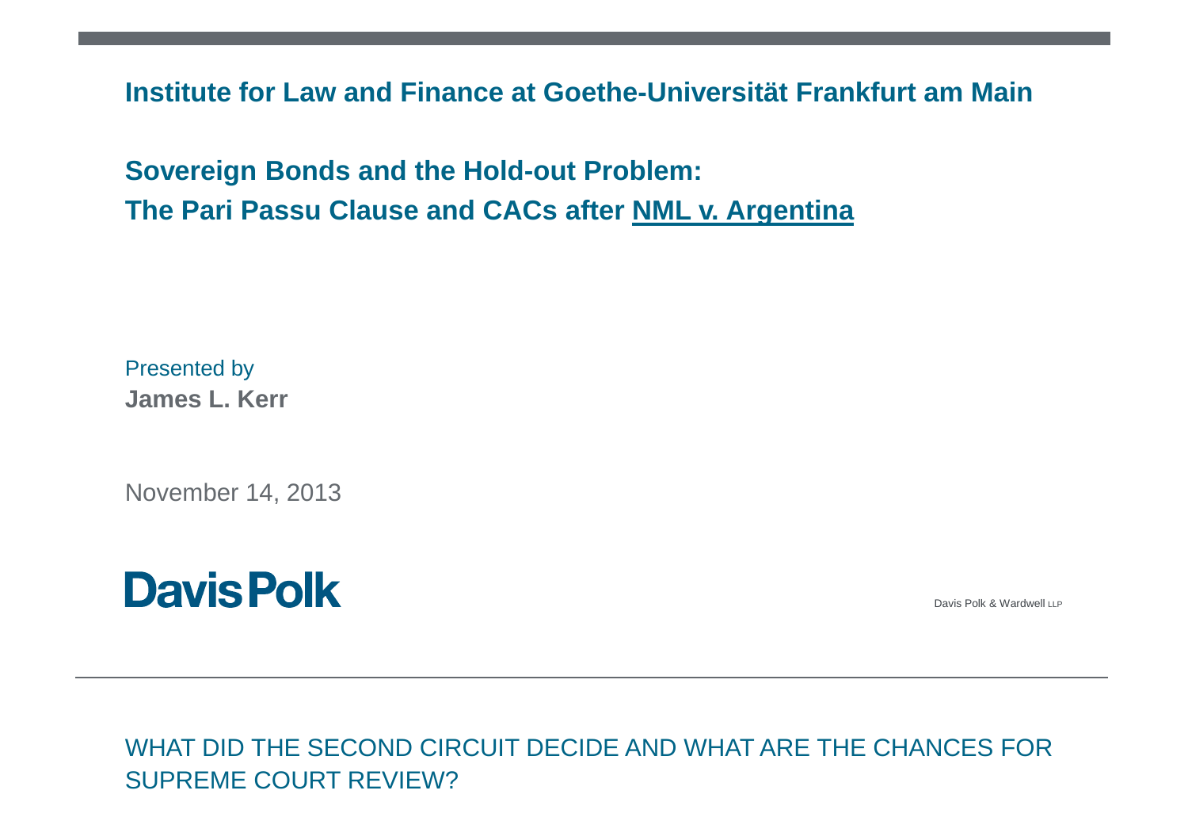**Institute for Law and Finance at Goethe-Universität Frankfurt am Main**

# Sovereign Bonds and the Hold-out Problem: The Pari Passu Clause and CACs after NML v. Argentina

Presented by
**James L. Kerr**

November 14, 2013

**Davis Polk**

Davis Polk & Wardwell LLP

## WHAT DID THE SECOND CIRCUIT DECIDE AND WHAT ARE THE CHANCES FOR SUPREME COURT REVIEW?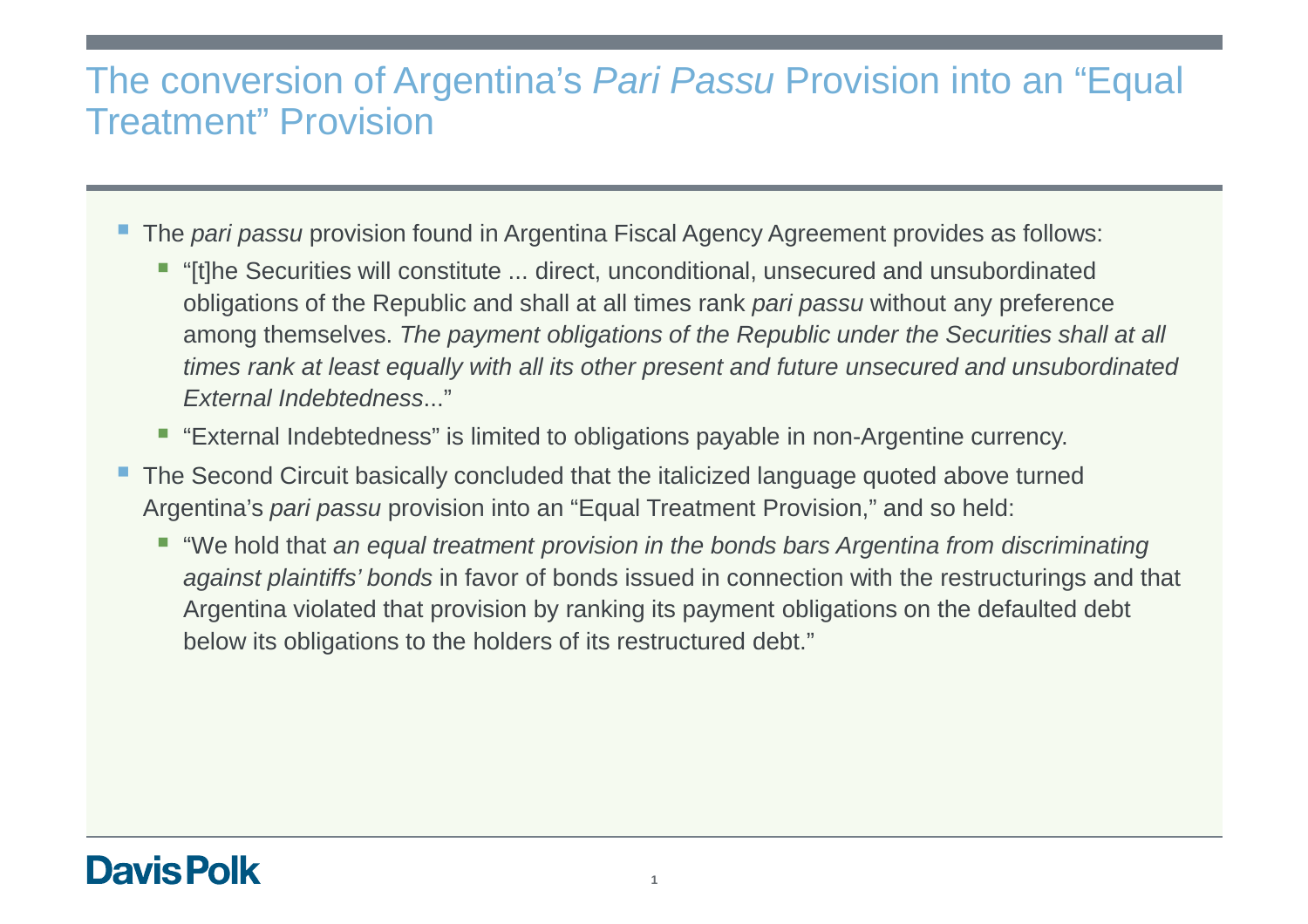# The conversion of Argentina's *Pari Passu* Provision into an "Equal Treatment" Provision

- The *pari passu* provision found in Argentina Fiscal Agency Agreement provides as follows:
  - "[t]he Securities will constitute ... direct, unconditional, unsecured and unsubordinated obligations of the Republic and shall at all times rank *pari passu* without any preference among themselves. *The payment obligations of the Republic under the Securities shall at all times rank at least equally with all its other present and future unsecured and unsubordinated External Indebtedness*..."
  - "External Indebtedness" is limited to obligations payable in non-Argentine currency.
- The Second Circuit basically concluded that the italicized language quoted above turned Argentina's *pari passu* provision into an "Equal Treatment Provision," and so held:
  - "We hold that *an equal treatment provision in the bonds bars Argentina from discriminating against plaintiffs' bonds* in favor of bonds issued in connection with the restructurings and that Argentina violated that provision by ranking its payment obligations on the defaulted debt below its obligations to the holders of its restructured debt."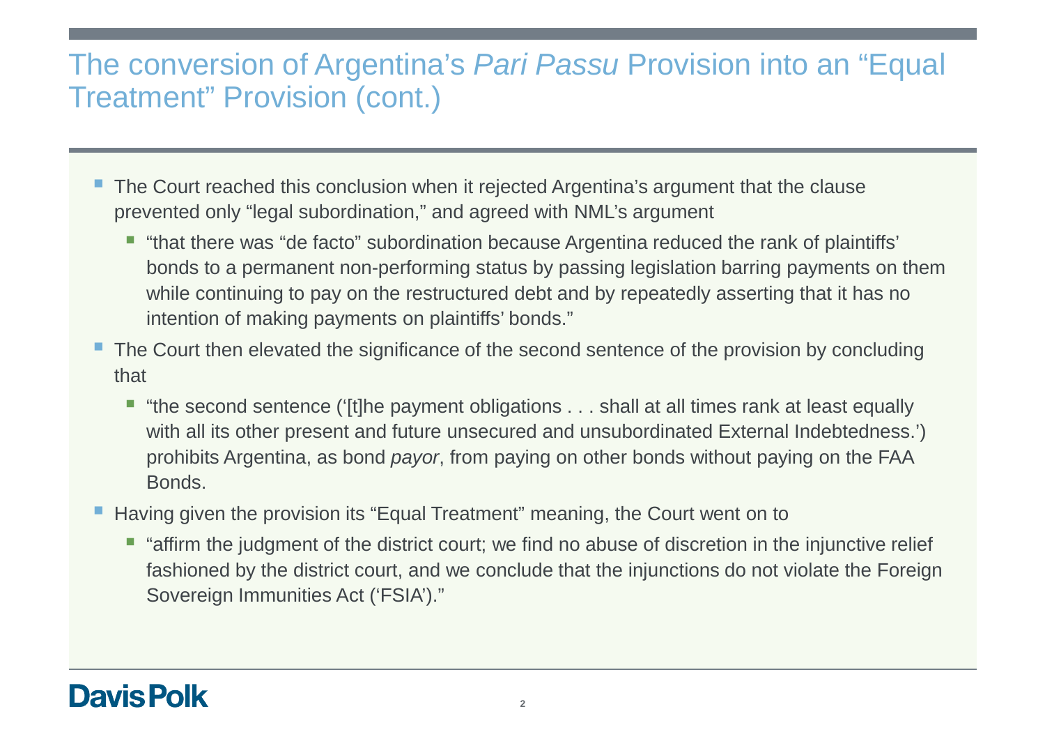# The conversion of Argentina's *Pari Passu* Provision into an "Equal Treatment" Provision (cont.)

- The Court reached this conclusion when it rejected Argentina's argument that the clause prevented only "legal subordination," and agreed with NML's argument
  - "that there was "de facto" subordination because Argentina reduced the rank of plaintiffs' bonds to a permanent non-performing status by passing legislation barring payments on them while continuing to pay on the restructured debt and by repeatedly asserting that it has no intention of making payments on plaintiffs' bonds."
- The Court then elevated the significance of the second sentence of the provision by concluding that
  - "the second sentence ('[t]he payment obligations . . . shall at all times rank at least equally with all its other present and future unsecured and unsubordinated External Indebtedness.') prohibits Argentina, as bond *payor*, from paying on other bonds without paying on the FAA Bonds.
- Having given the provision its "Equal Treatment" meaning, the Court went on to
  - "affirm the judgment of the district court; we find no abuse of discretion in the injunctive relief fashioned by the district court, and we conclude that the injunctions do not violate the Foreign Sovereign Immunities Act ('FSIA')."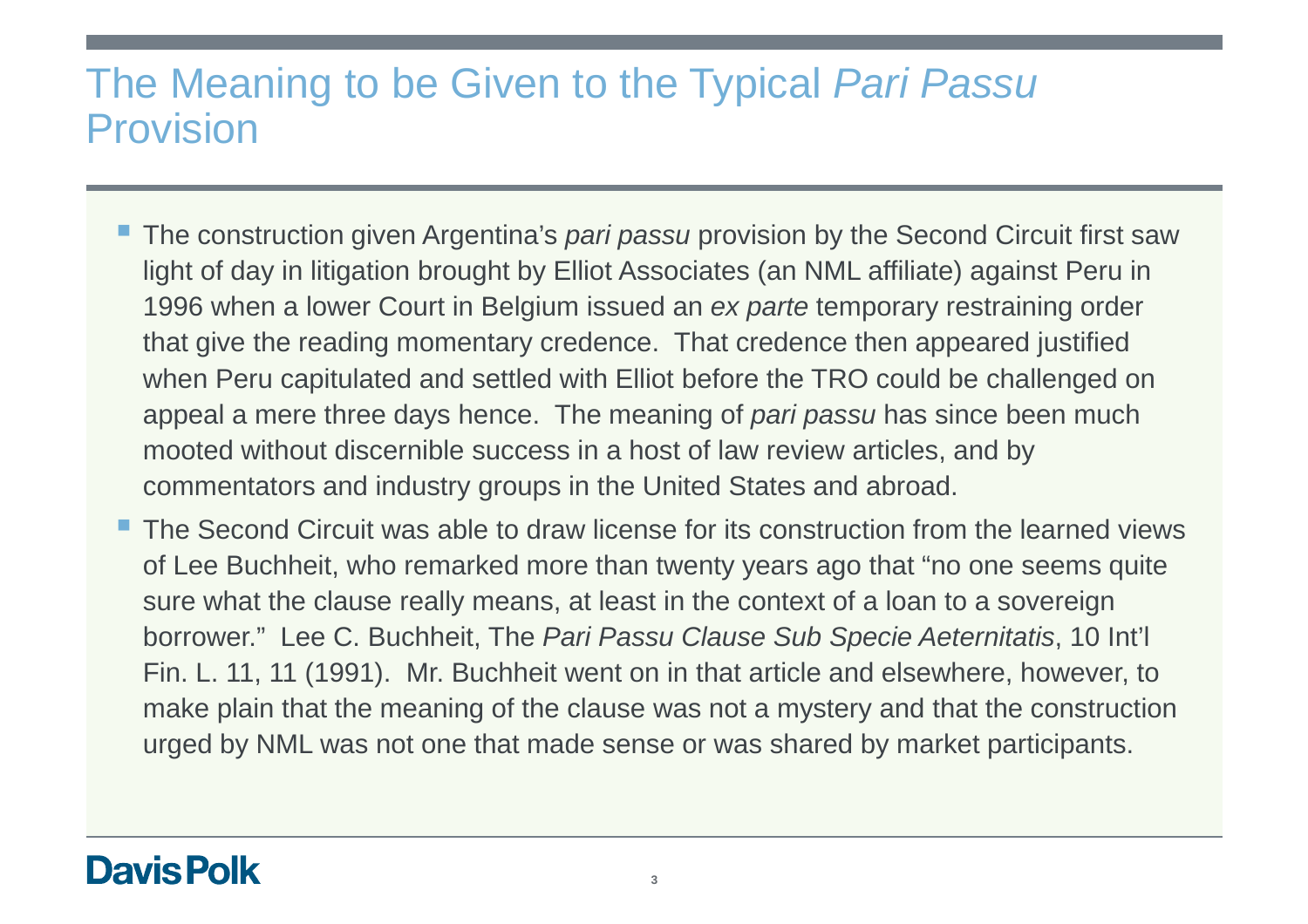# The Meaning to be Given to the Typical *Pari Passu* Provision

- The construction given Argentina's *pari passu* provision by the Second Circuit first saw light of day in litigation brought by Elliot Associates (an NML affiliate) against Peru in 1996 when a lower Court in Belgium issued an *ex parte* temporary restraining order that give the reading momentary credence. That credence then appeared justified when Peru capitulated and settled with Elliot before the TRO could be challenged on appeal a mere three days hence. The meaning of *pari passu* has since been much mooted without discernible success in a host of law review articles, and by commentators and industry groups in the United States and abroad.
- The Second Circuit was able to draw license for its construction from the learned views of Lee Buchheit, who remarked more than twenty years ago that "no one seems quite sure what the clause really means, at least in the context of a loan to a sovereign borrower." Lee C. Buchheit, The *Pari Passu Clause Sub Specie Aeternitatis*, 10 Int'l Fin. L. 11, 11 (1991). Mr. Buchheit went on in that article and elsewhere, however, to make plain that the meaning of the clause was not a mystery and that the construction urged by NML was not one that made sense or was shared by market participants.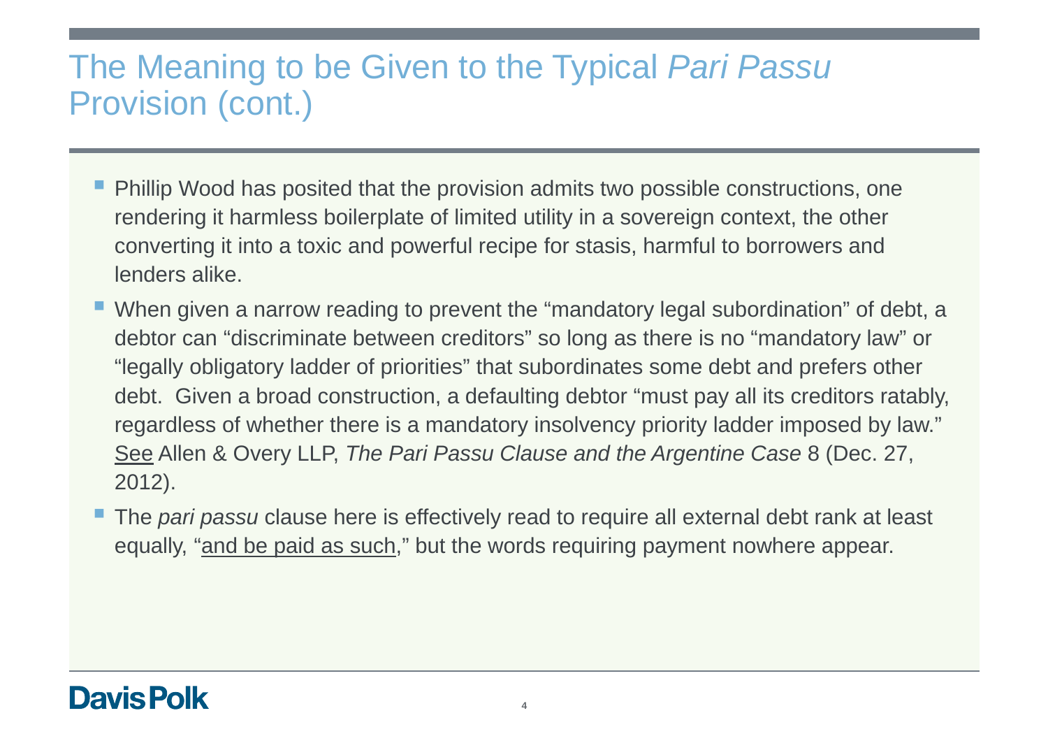# The Meaning to be Given to the Typical *Pari Passu* Provision (cont.)

- Phillip Wood has posited that the provision admits two possible constructions, one rendering it harmless boilerplate of limited utility in a sovereign context, the other converting it into a toxic and powerful recipe for stasis, harmful to borrowers and lenders alike.
- When given a narrow reading to prevent the "mandatory legal subordination" of debt, a debtor can "discriminate between creditors" so long as there is no "mandatory law" or "legally obligatory ladder of priorities" that subordinates some debt and prefers other debt. Given a broad construction, a defaulting debtor "must pay all its creditors ratably, regardless of whether there is a mandatory insolvency priority ladder imposed by law." <u>See</u> Allen & Overy LLP, *The Pari Passu Clause and the Argentine Case* 8 (Dec. 27, 2012).
- The *pari passu* clause here is effectively read to require all external debt rank at least equally, "<u>and be paid as such</u>," but the words requiring payment nowhere appear.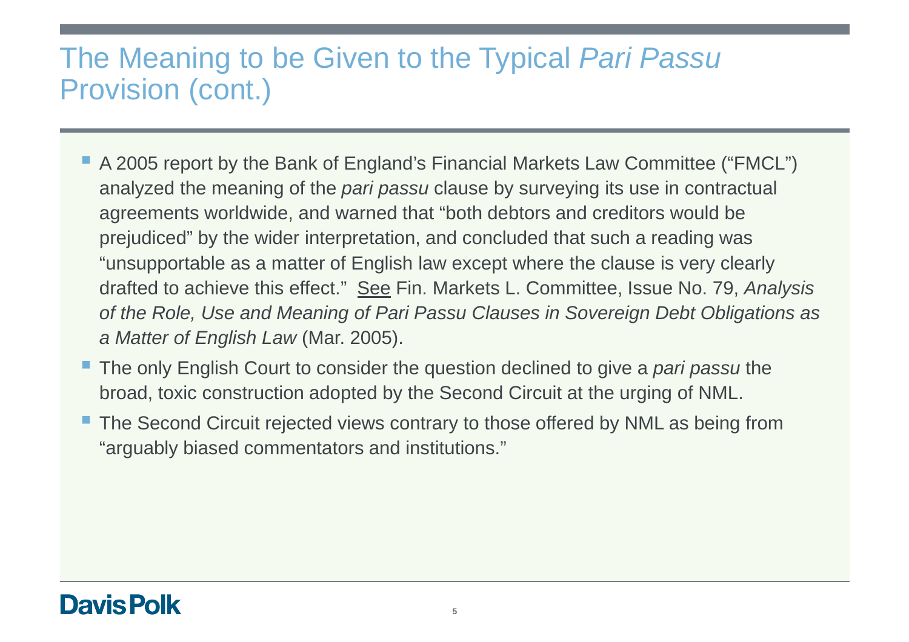# The Meaning to be Given to the Typical *Pari Passu* Provision (cont.)

- A 2005 report by the Bank of England's Financial Markets Law Committee ("FMCL") analyzed the meaning of the *pari passu* clause by surveying its use in contractual agreements worldwide, and warned that "both debtors and creditors would be prejudiced" by the wider interpretation, and concluded that such a reading was "unsupportable as a matter of English law except where the clause is very clearly drafted to achieve this effect." <u>See</u> Fin. Markets L. Committee, Issue No. 79, *Analysis of the Role, Use and Meaning of Pari Passu Clauses in Sovereign Debt Obligations as a Matter of English Law* (Mar. 2005).
- The only English Court to consider the question declined to give a *pari passu* the broad, toxic construction adopted by the Second Circuit at the urging of NML.
- The Second Circuit rejected views contrary to those offered by NML as being from "arguably biased commentators and institutions."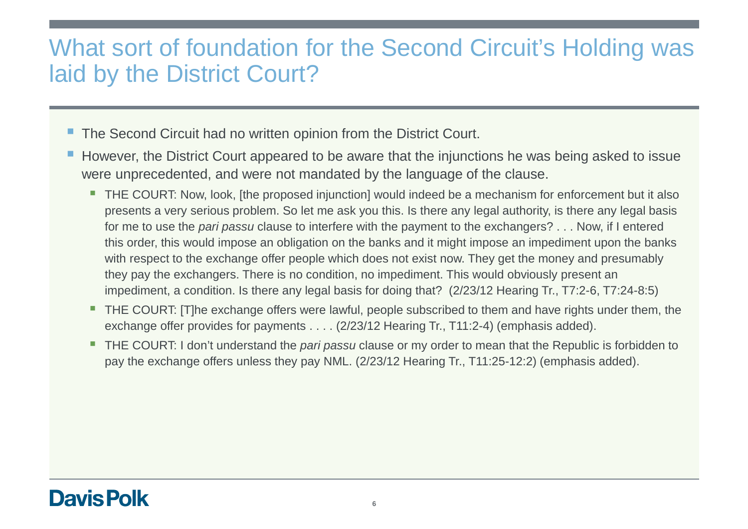# What sort of foundation for the Second Circuit's Holding was laid by the District Court?

- The Second Circuit had no written opinion from the District Court.
- However, the District Court appeared to be aware that the injunctions he was being asked to issue were unprecedented, and were not mandated by the language of the clause.
  - THE COURT: Now, look, [the proposed injunction] would indeed be a mechanism for enforcement but it also presents a very serious problem. So let me ask you this. Is there any legal authority, is there any legal basis for me to use the *pari passu* clause to interfere with the payment to the exchangers? . . . Now, if I entered this order, this would impose an obligation on the banks and it might impose an impediment upon the banks with respect to the exchange offer people which does not exist now. They get the money and presumably they pay the exchangers. There is no condition, no impediment. This would obviously present an impediment, a condition. Is there any legal basis for doing that? (2/23/12 Hearing Tr., T7:2-6, T7:24-8:5)
  - THE COURT: [T]he exchange offers were lawful, people subscribed to them and have rights under them, the exchange offer provides for payments . . . . (2/23/12 Hearing Tr., T11:2-4) (emphasis added).
  - THE COURT: I don't understand the *pari passu* clause or my order to mean that the Republic is forbidden to pay the exchange offers unless they pay NML. (2/23/12 Hearing Tr., T11:25-12:2) (emphasis added).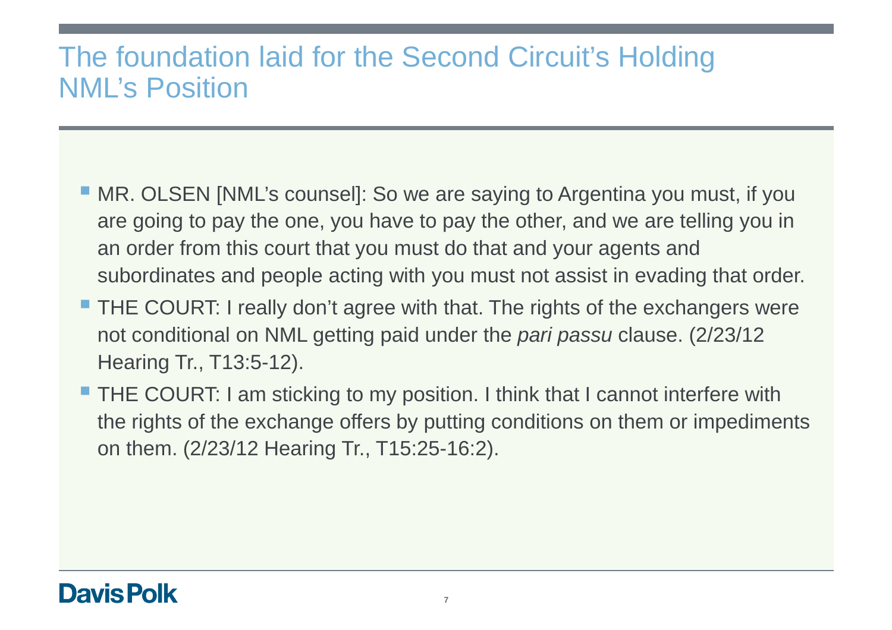# The foundation laid for the Second Circuit's Holding NML's Position

- MR. OLSEN [NML's counsel]: So we are saying to Argentina you must, if you are going to pay the one, you have to pay the other, and we are telling you in an order from this court that you must do that and your agents and subordinates and people acting with you must not assist in evading that order.
- THE COURT: I really don't agree with that. The rights of the exchangers were not conditional on NML getting paid under the *pari passu* clause. (2/23/12 Hearing Tr., T13:5-12).
- THE COURT: I am sticking to my position. I think that I cannot interfere with the rights of the exchange offers by putting conditions on them or impediments on them. (2/23/12 Hearing Tr., T15:25-16:2).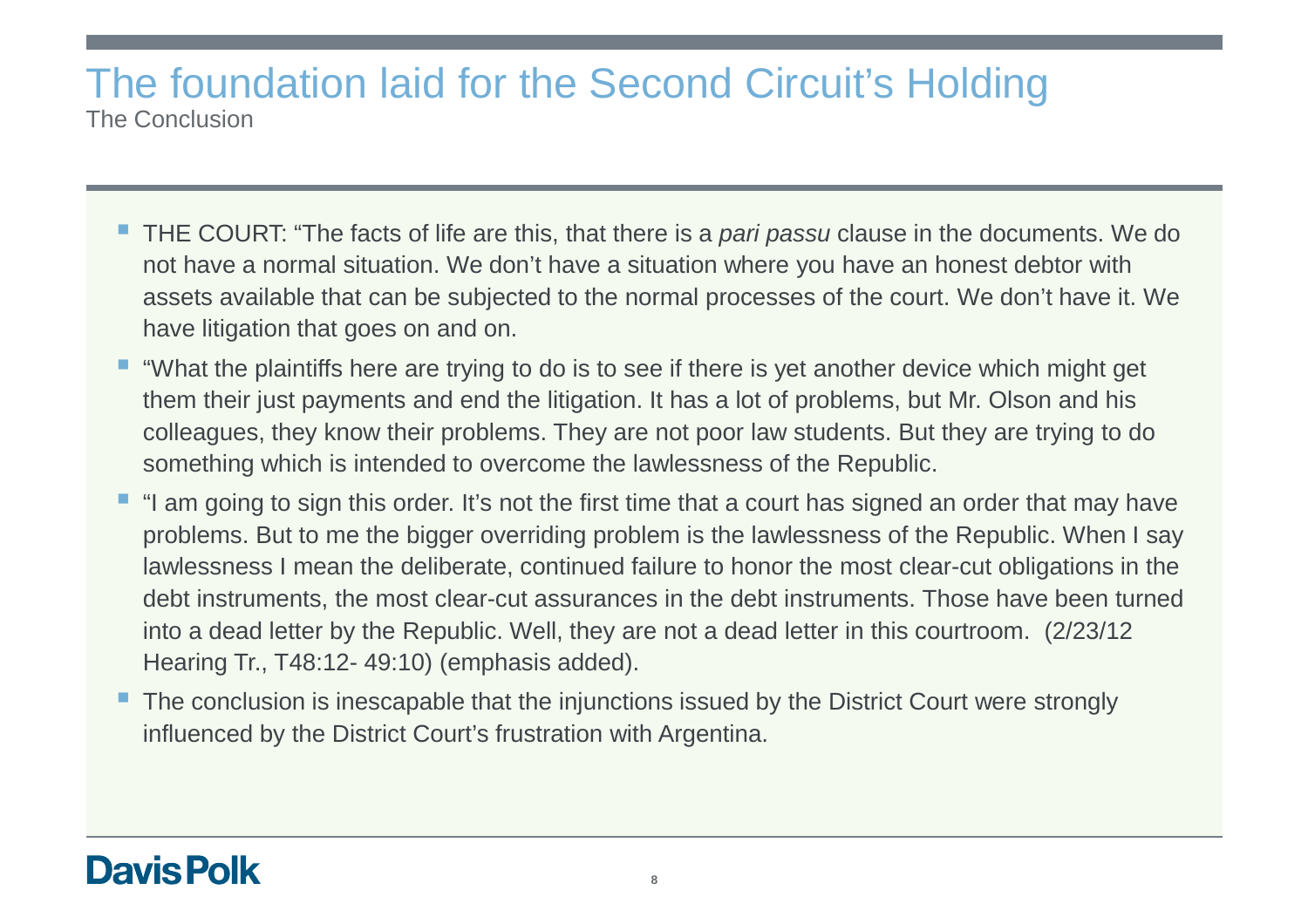# The foundation laid for the Second Circuit's Holding

The Conclusion

- THE COURT: "The facts of life are this, that there is a *pari passu* clause in the documents. We do not have a normal situation. We don't have a situation where you have an honest debtor with assets available that can be subjected to the normal processes of the court. We don't have it. We have litigation that goes on and on.
- "What the plaintiffs here are trying to do is to see if there is yet another device which might get them their just payments and end the litigation. It has a lot of problems, but Mr. Olson and his colleagues, they know their problems. They are not poor law students. But they are trying to do something which is intended to overcome the lawlessness of the Republic.
- "I am going to sign this order. It's not the first time that a court has signed an order that may have problems. But to me the bigger overriding problem is the lawlessness of the Republic. When I say lawlessness I mean the deliberate, continued failure to honor the most clear-cut obligations in the debt instruments, the most clear-cut assurances in the debt instruments. Those have been turned into a dead letter by the Republic. Well, they are not a dead letter in this courtroom. (2/23/12 Hearing Tr., T48:12- 49:10) (emphasis added).
- The conclusion is inescapable that the injunctions issued by the District Court were strongly influenced by the District Court's frustration with Argentina.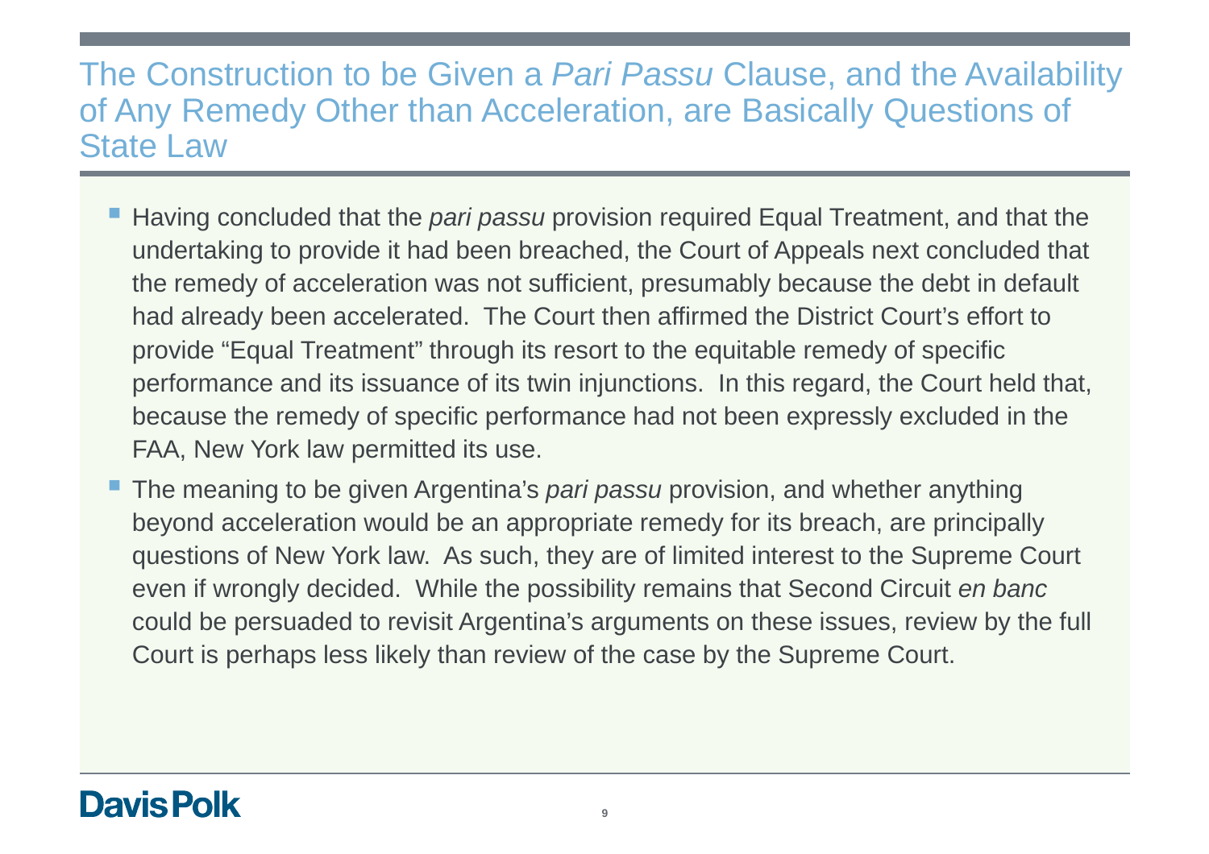# The Construction to be Given a *Pari Passu* Clause, and the Availability of Any Remedy Other than Acceleration, are Basically Questions of State Law

- Having concluded that the *pari passu* provision required Equal Treatment, and that the undertaking to provide it had been breached, the Court of Appeals next concluded that the remedy of acceleration was not sufficient, presumably because the debt in default had already been accelerated. The Court then affirmed the District Court's effort to provide "Equal Treatment" through its resort to the equitable remedy of specific performance and its issuance of its twin injunctions. In this regard, the Court held that, because the remedy of specific performance had not been expressly excluded in the FAA, New York law permitted its use.
- The meaning to be given Argentina's *pari passu* provision, and whether anything beyond acceleration would be an appropriate remedy for its breach, are principally questions of New York law. As such, they are of limited interest to the Supreme Court even if wrongly decided. While the possibility remains that Second Circuit *en banc* could be persuaded to revisit Argentina's arguments on these issues, review by the full Court is perhaps less likely than review of the case by the Supreme Court.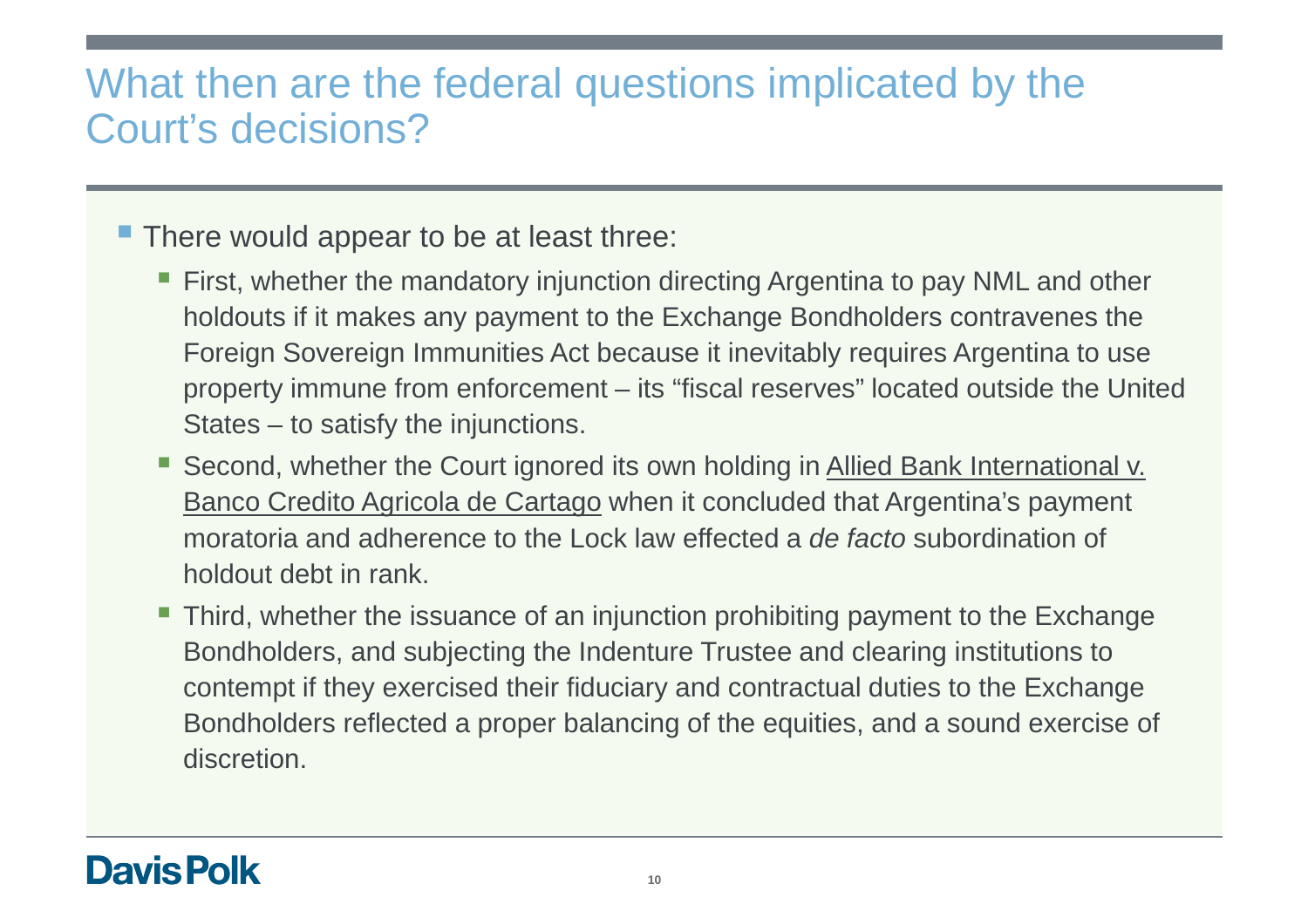# What then are the federal questions implicated by the Court's decisions?

- There would appear to be at least three:
  - First, whether the mandatory injunction directing Argentina to pay NML and other holdouts if it makes any payment to the Exchange Bondholders contravenes the Foreign Sovereign Immunities Act because it inevitably requires Argentina to use property immune from enforcement – its "fiscal reserves" located outside the United States – to satisfy the injunctions.
  - Second, whether the Court ignored its own holding in Allied Bank International v. Banco Credito Agricola de Cartago when it concluded that Argentina's payment moratoria and adherence to the Lock law effected a *de facto* subordination of holdout debt in rank.
  - Third, whether the issuance of an injunction prohibiting payment to the Exchange Bondholders, and subjecting the Indenture Trustee and clearing institutions to contempt if they exercised their fiduciary and contractual duties to the Exchange Bondholders reflected a proper balancing of the equities, and a sound exercise of discretion.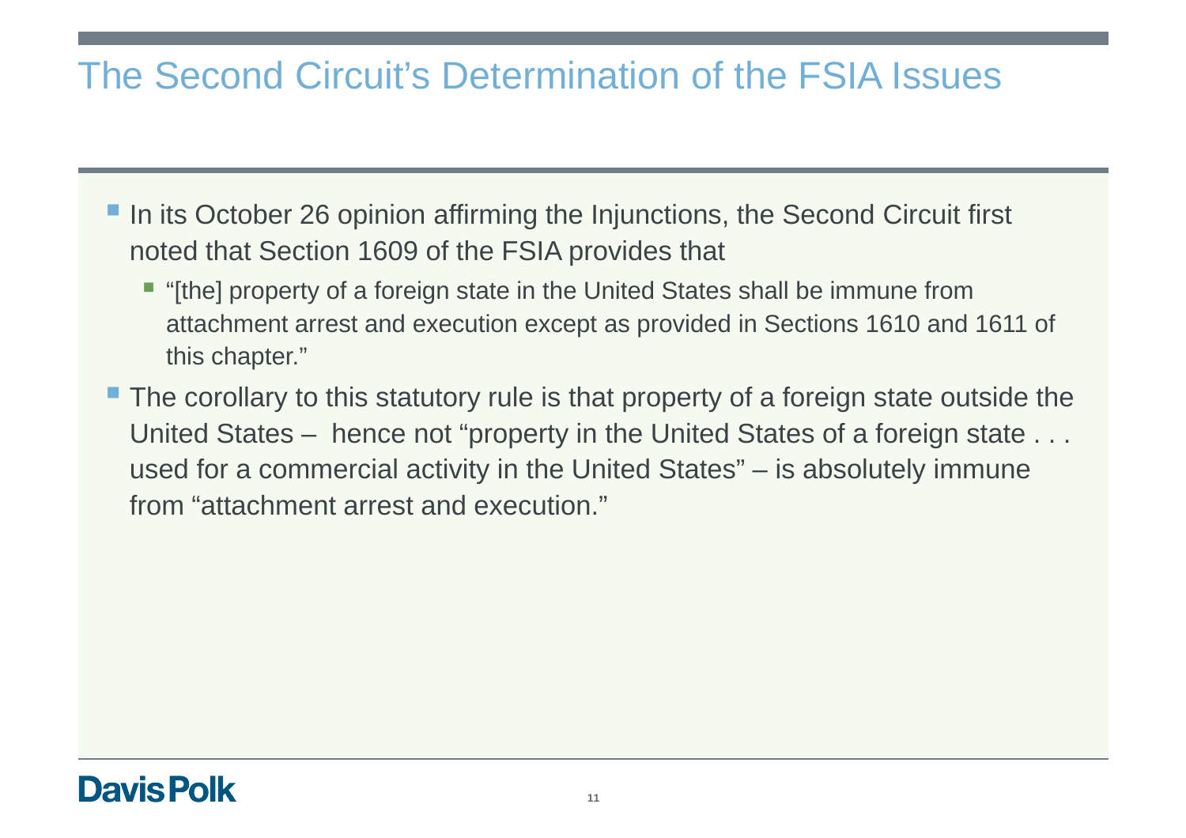# The Second Circuit's Determination of the FSIA Issues

- In its October 26 opinion affirming the Injunctions, the Second Circuit first noted that Section 1609 of the FSIA provides that
  - "[the] property of a foreign state in the United States shall be immune from attachment arrest and execution except as provided in Sections 1610 and 1611 of this chapter."
- The corollary to this statutory rule is that property of a foreign state outside the United States – hence not "property in the United States of a foreign state . . . used for a commercial activity in the United States" – is absolutely immune from "attachment arrest and execution."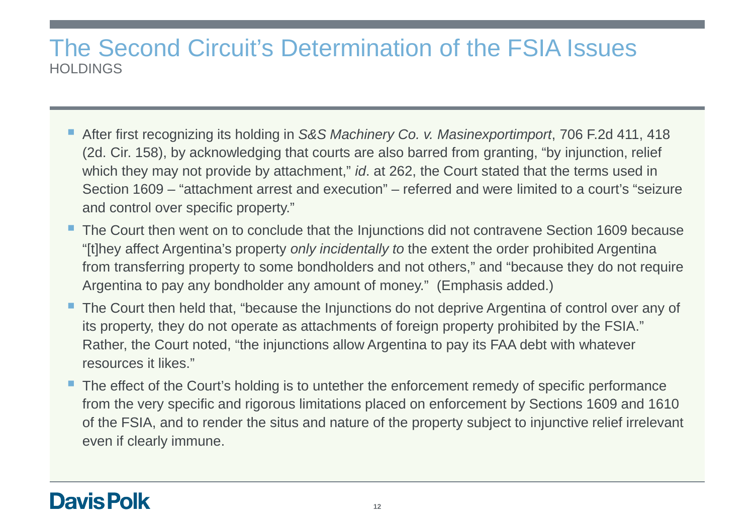# The Second Circuit's Determination of the FSIA Issues

## HOLDINGS

- After first recognizing its holding in *S&S Machinery Co. v. Masinexportimport*, 706 F.2d 411, 418 (2d. Cir. 158), by acknowledging that courts are also barred from granting, "by injunction, relief which they may not provide by attachment," *id*. at 262, the Court stated that the terms used in Section 1609 – "attachment arrest and execution" – referred and were limited to a court's "seizure and control over specific property."
- The Court then went on to conclude that the Injunctions did not contravene Section 1609 because "[t]hey affect Argentina's property *only incidentally to* the extent the order prohibited Argentina from transferring property to some bondholders and not others," and "because they do not require Argentina to pay any bondholder any amount of money." (Emphasis added.)
- The Court then held that, "because the Injunctions do not deprive Argentina of control over any of its property, they do not operate as attachments of foreign property prohibited by the FSIA." Rather, the Court noted, "the injunctions allow Argentina to pay its FAA debt with whatever resources it likes."
- The effect of the Court's holding is to untether the enforcement remedy of specific performance from the very specific and rigorous limitations placed on enforcement by Sections 1609 and 1610 of the FSIA, and to render the situs and nature of the property subject to injunctive relief irrelevant even if clearly immune.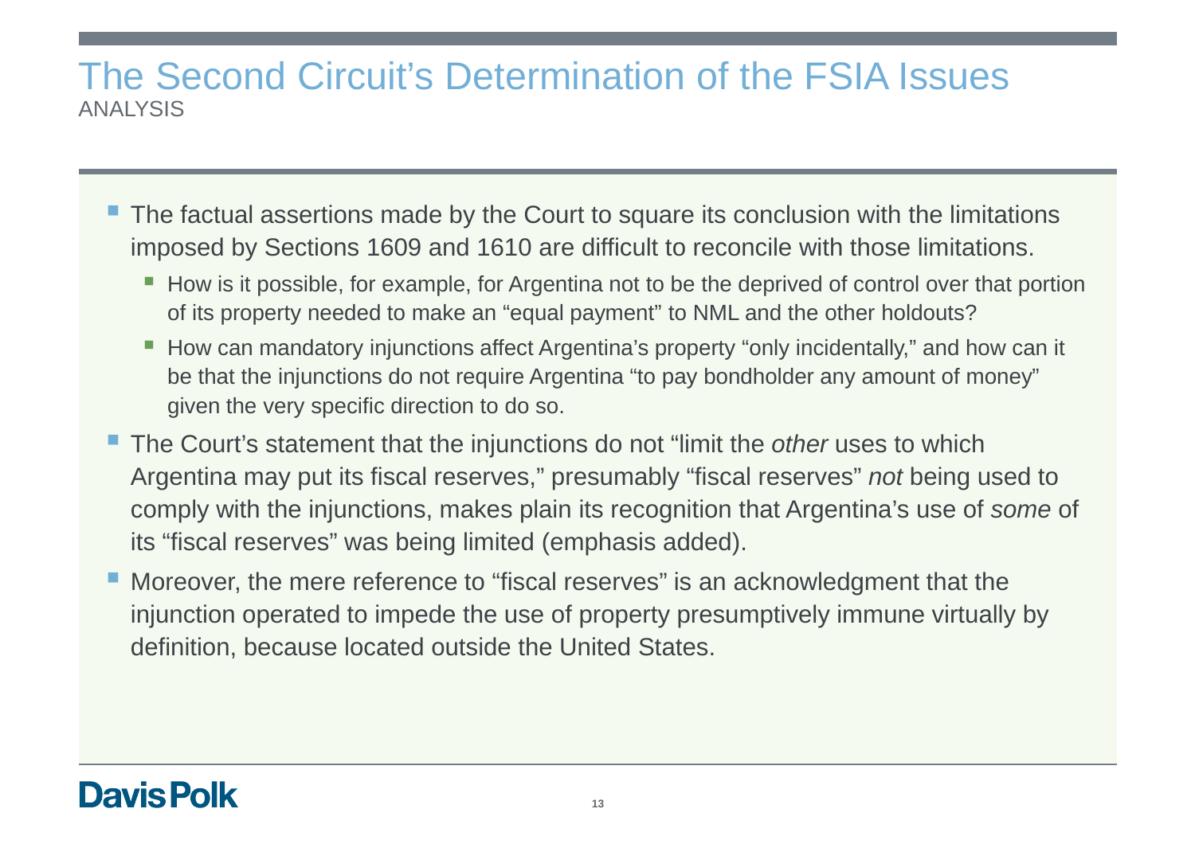# The Second Circuit's Determination of the FSIA Issues

ANALYSIS

- The factual assertions made by the Court to square its conclusion with the limitations imposed by Sections 1609 and 1610 are difficult to reconcile with those limitations.
  - How is it possible, for example, for Argentina not to be the deprived of control over that portion of its property needed to make an "equal payment" to NML and the other holdouts?
  - How can mandatory injunctions affect Argentina's property "only incidentally," and how can it be that the injunctions do not require Argentina "to pay bondholder any amount of money" given the very specific direction to do so.
- The Court's statement that the injunctions do not "limit the *other* uses to which Argentina may put its fiscal reserves," presumably "fiscal reserves" *not* being used to comply with the injunctions, makes plain its recognition that Argentina's use of *some* of its "fiscal reserves" was being limited (emphasis added).
- Moreover, the mere reference to "fiscal reserves" is an acknowledgment that the injunction operated to impede the use of property presumptively immune virtually by definition, because located outside the United States.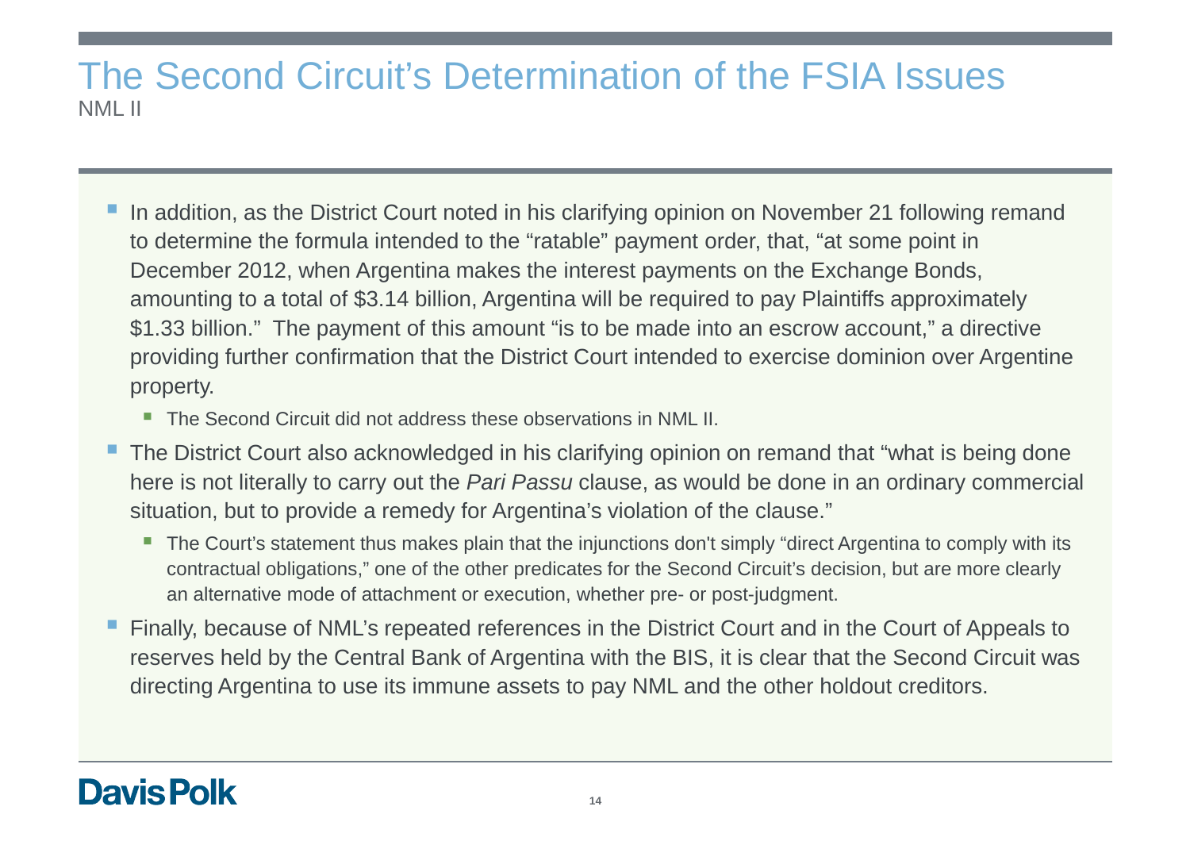# The Second Circuit's Determination of the FSIA Issues

NML II

- In addition, as the District Court noted in his clarifying opinion on November 21 following remand to determine the formula intended to the "ratable" payment order, that, "at some point in December 2012, when Argentina makes the interest payments on the Exchange Bonds, amounting to a total of $3.14 billion, Argentina will be required to pay Plaintiffs approximately $1.33 billion." The payment of this amount "is to be made into an escrow account," a directive providing further confirmation that the District Court intended to exercise dominion over Argentine property.
  - The Second Circuit did not address these observations in NML II.
- The District Court also acknowledged in his clarifying opinion on remand that "what is being done here is not literally to carry out the *Pari Passu* clause, as would be done in an ordinary commercial situation, but to provide a remedy for Argentina's violation of the clause."
  - The Court's statement thus makes plain that the injunctions don't simply "direct Argentina to comply with its contractual obligations," one of the other predicates for the Second Circuit's decision, but are more clearly an alternative mode of attachment or execution, whether pre- or post-judgment.
- Finally, because of NML's repeated references in the District Court and in the Court of Appeals to reserves held by the Central Bank of Argentina with the BIS, it is clear that the Second Circuit was directing Argentina to use its immune assets to pay NML and the other holdout creditors.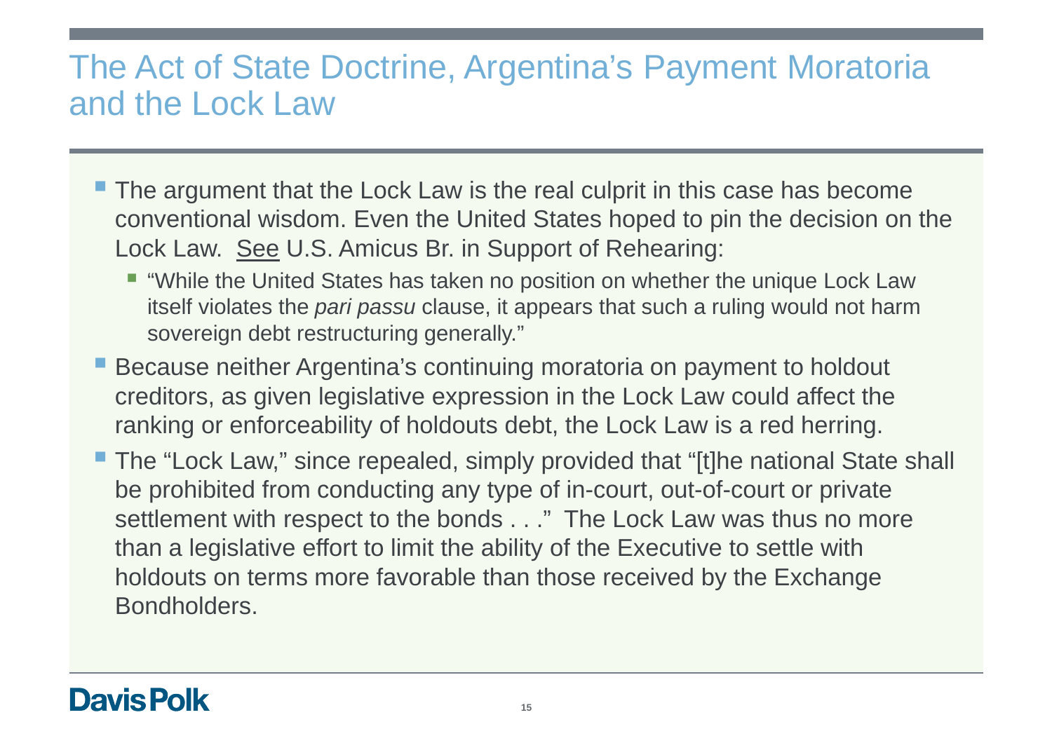# The Act of State Doctrine, Argentina's Payment Moratoria and the Lock Law

- The argument that the Lock Law is the real culprit in this case has become conventional wisdom. Even the United States hoped to pin the decision on the Lock Law. See U.S. Amicus Br. in Support of Rehearing:
  - "While the United States has taken no position on whether the unique Lock Law itself violates the *pari passu* clause, it appears that such a ruling would not harm sovereign debt restructuring generally."
- Because neither Argentina's continuing moratoria on payment to holdout creditors, as given legislative expression in the Lock Law could affect the ranking or enforceability of holdouts debt, the Lock Law is a red herring.
- The "Lock Law," since repealed, simply provided that "[t]he national State shall be prohibited from conducting any type of in-court, out-of-court or private settlement with respect to the bonds . . ." The Lock Law was thus no more than a legislative effort to limit the ability of the Executive to settle with holdouts on terms more favorable than those received by the Exchange Bondholders.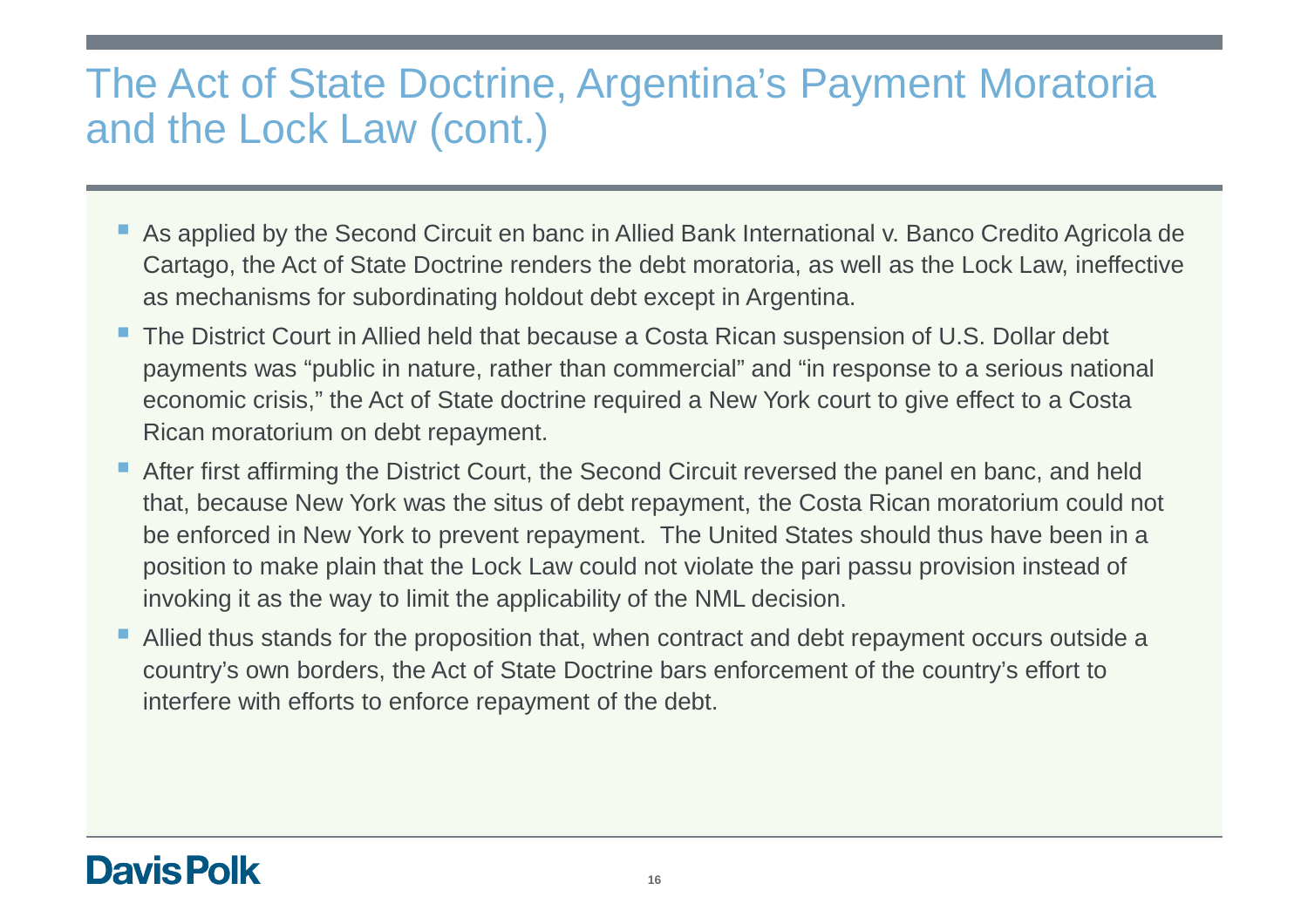# The Act of State Doctrine, Argentina's Payment Moratoria and the Lock Law (cont.)

- As applied by the Second Circuit en banc in Allied Bank International v. Banco Credito Agricola de Cartago, the Act of State Doctrine renders the debt moratoria, as well as the Lock Law, ineffective as mechanisms for subordinating holdout debt except in Argentina.
- The District Court in Allied held that because a Costa Rican suspension of U.S. Dollar debt payments was "public in nature, rather than commercial" and "in response to a serious national economic crisis," the Act of State doctrine required a New York court to give effect to a Costa Rican moratorium on debt repayment.
- After first affirming the District Court, the Second Circuit reversed the panel en banc, and held that, because New York was the situs of debt repayment, the Costa Rican moratorium could not be enforced in New York to prevent repayment. The United States should thus have been in a position to make plain that the Lock Law could not violate the pari passu provision instead of invoking it as the way to limit the applicability of the NML decision.
- Allied thus stands for the proposition that, when contract and debt repayment occurs outside a country's own borders, the Act of State Doctrine bars enforcement of the country's effort to interfere with efforts to enforce repayment of the debt.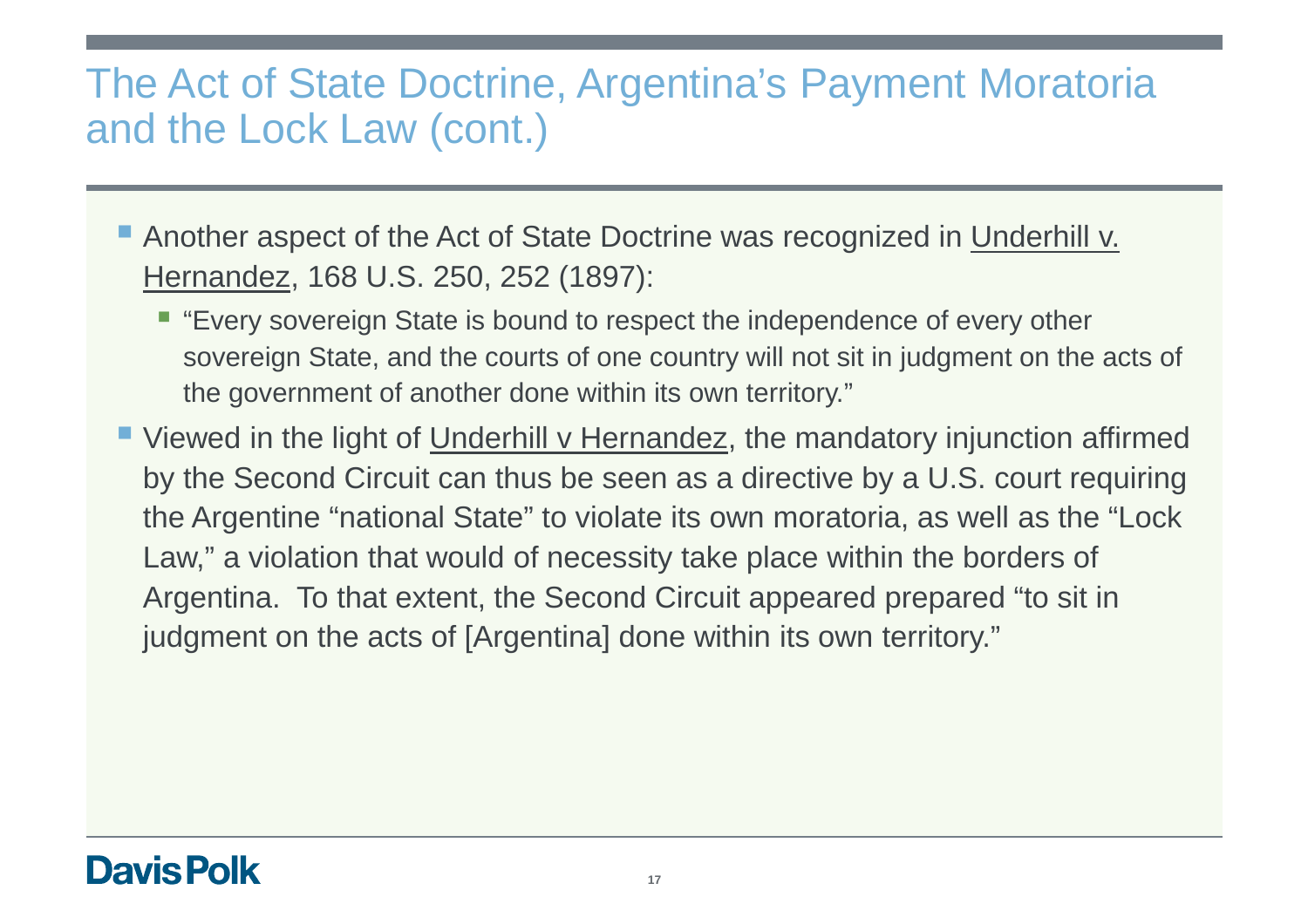# The Act of State Doctrine, Argentina's Payment Moratoria and the Lock Law (cont.)

- Another aspect of the Act of State Doctrine was recognized in Underhill v. Hernandez, 168 U.S. 250, 252 (1897):
  - "Every sovereign State is bound to respect the independence of every other sovereign State, and the courts of one country will not sit in judgment on the acts of the government of another done within its own territory."
- Viewed in the light of Underhill v Hernandez, the mandatory injunction affirmed by the Second Circuit can thus be seen as a directive by a U.S. court requiring the Argentine "national State" to violate its own moratoria, as well as the "Lock Law," a violation that would of necessity take place within the borders of Argentina. To that extent, the Second Circuit appeared prepared "to sit in judgment on the acts of [Argentina] done within its own territory."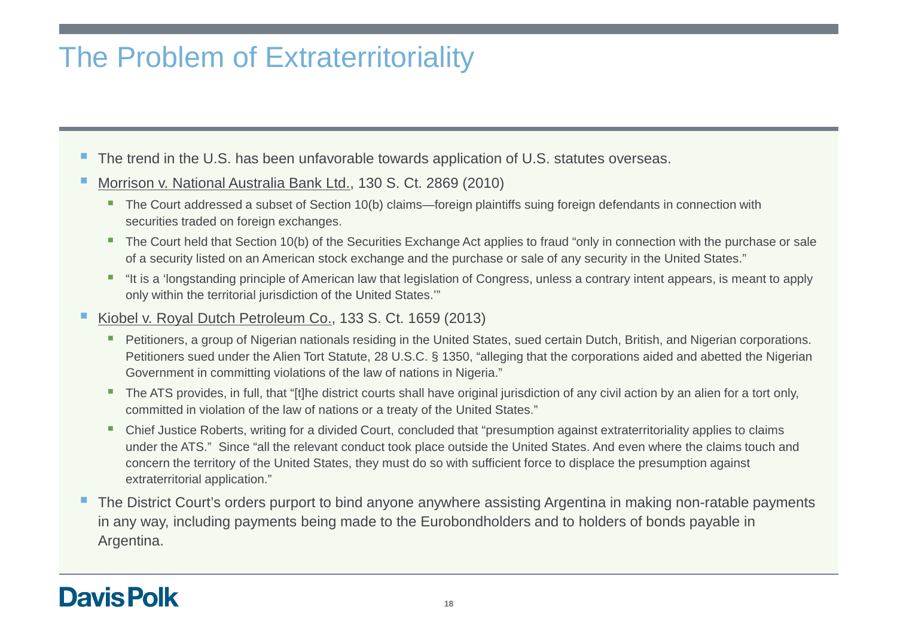# The Problem of Extraterritoriality

- The trend in the U.S. has been unfavorable towards application of U.S. statutes overseas.
- Morrison v. National Australia Bank Ltd., 130 S. Ct. 2869 (2010)
  - The Court addressed a subset of Section 10(b) claims—foreign plaintiffs suing foreign defendants in connection with securities traded on foreign exchanges.
  - The Court held that Section 10(b) of the Securities Exchange Act applies to fraud "only in connection with the purchase or sale of a security listed on an American stock exchange and the purchase or sale of any security in the United States."
  - "It is a 'longstanding principle of American law that legislation of Congress, unless a contrary intent appears, is meant to apply only within the territorial jurisdiction of the United States.'"
- Kiobel v. Royal Dutch Petroleum Co., 133 S. Ct. 1659 (2013)
  - Petitioners, a group of Nigerian nationals residing in the United States, sued certain Dutch, British, and Nigerian corporations. Petitioners sued under the Alien Tort Statute, 28 U.S.C. § 1350, "alleging that the corporations aided and abetted the Nigerian Government in committing violations of the law of nations in Nigeria."
  - The ATS provides, in full, that "[t]he district courts shall have original jurisdiction of any civil action by an alien for a tort only, committed in violation of the law of nations or a treaty of the United States."
  - Chief Justice Roberts, writing for a divided Court, concluded that "presumption against extraterritoriality applies to claims under the ATS." Since "all the relevant conduct took place outside the United States. And even where the claims touch and concern the territory of the United States, they must do so with sufficient force to displace the presumption against extraterritorial application."
- The District Court's orders purport to bind anyone anywhere assisting Argentina in making non-ratable payments in any way, including payments being made to the Eurobondholders and to holders of bonds payable in Argentina.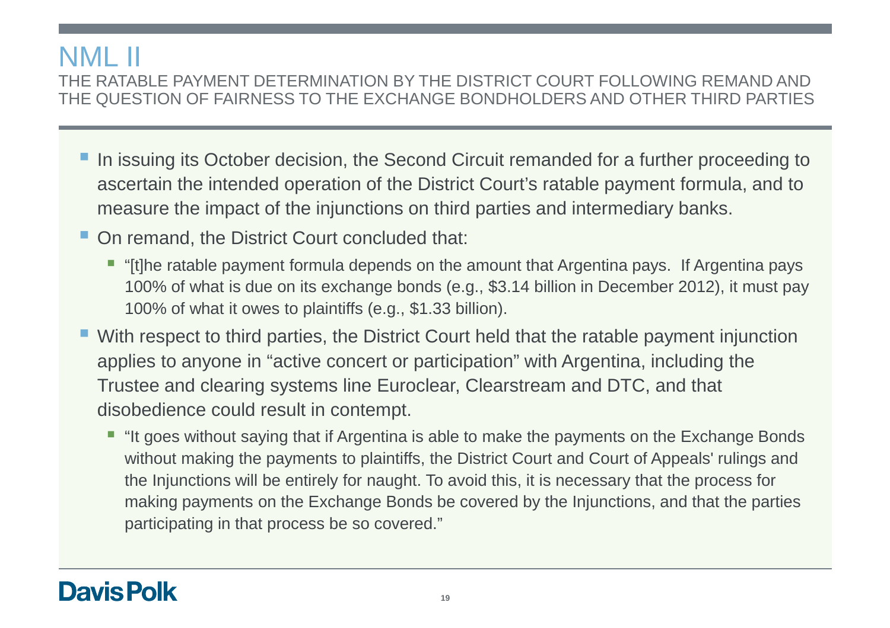# NML II

## THE RATABLE PAYMENT DETERMINATION BY THE DISTRICT COURT FOLLOWING REMAND AND THE QUESTION OF FAIRNESS TO THE EXCHANGE BONDHOLDERS AND OTHER THIRD PARTIES

- In issuing its October decision, the Second Circuit remanded for a further proceeding to ascertain the intended operation of the District Court's ratable payment formula, and to measure the impact of the injunctions on third parties and intermediary banks.
- On remand, the District Court concluded that:
  - "[t]he ratable payment formula depends on the amount that Argentina pays. If Argentina pays 100% of what is due on its exchange bonds (e.g., $3.14 billion in December 2012), it must pay 100% of what it owes to plaintiffs (e.g., $1.33 billion).
- With respect to third parties, the District Court held that the ratable payment injunction applies to anyone in "active concert or participation" with Argentina, including the Trustee and clearing systems line Euroclear, Clearstream and DTC, and that disobedience could result in contempt.
  - "It goes without saying that if Argentina is able to make the payments on the Exchange Bonds without making the payments to plaintiffs, the District Court and Court of Appeals' rulings and the Injunctions will be entirely for naught. To avoid this, it is necessary that the process for making payments on the Exchange Bonds be covered by the Injunctions, and that the parties participating in that process be so covered."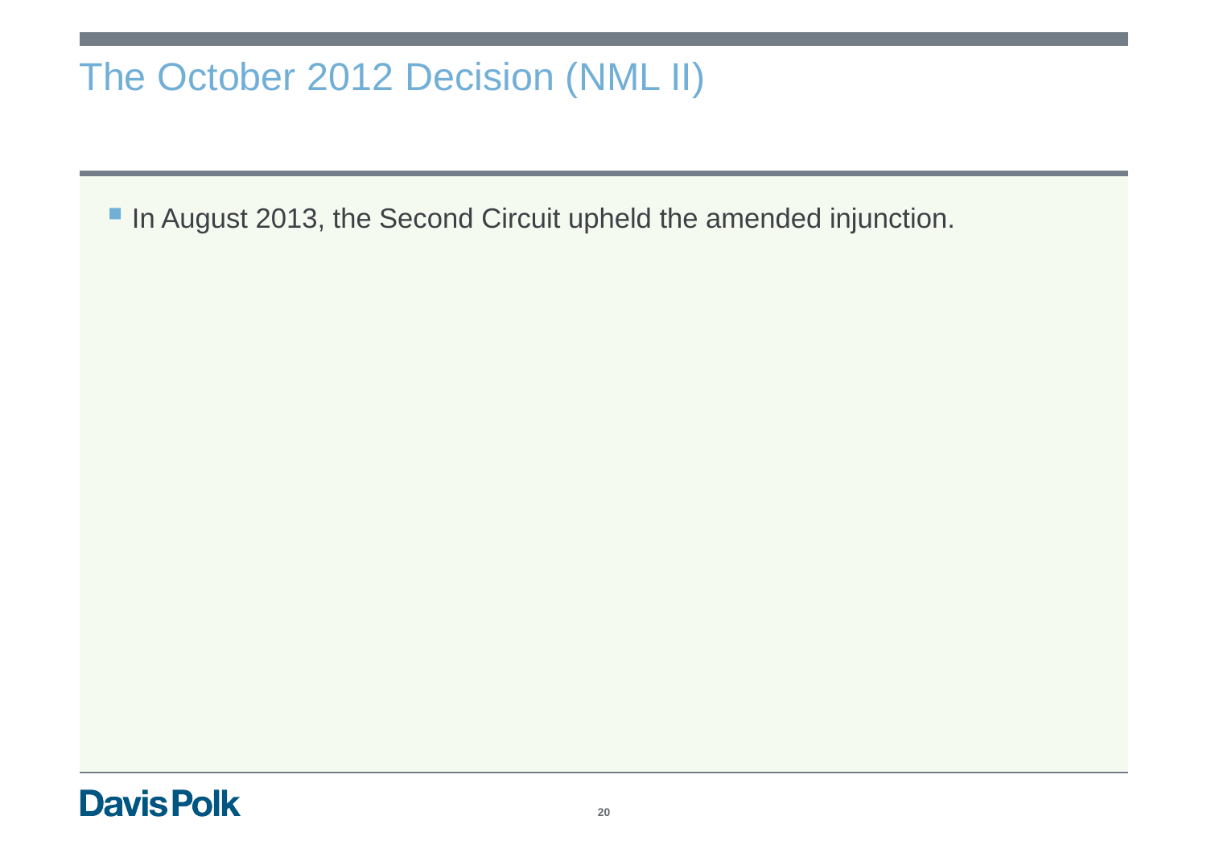# The October 2012 Decision (NML II)

- In August 2013, the Second Circuit upheld the amended injunction.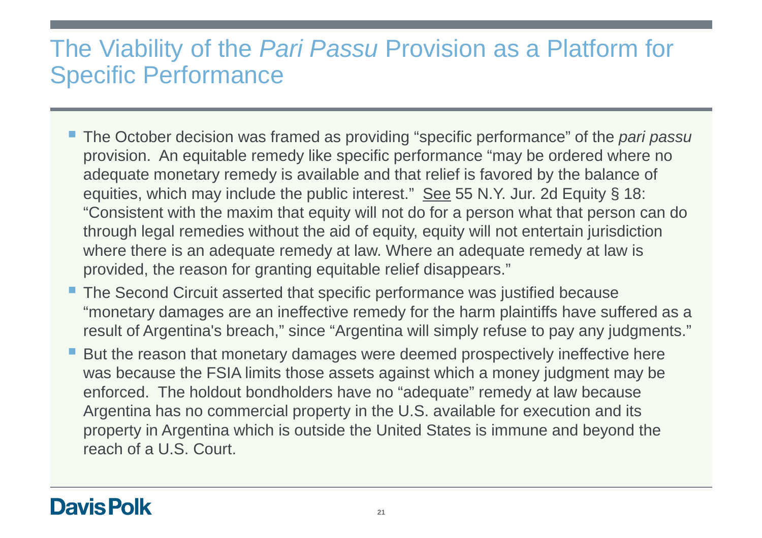# The Viability of the *Pari Passu* Provision as a Platform for Specific Performance

- The October decision was framed as providing "specific performance" of the *pari passu* provision. An equitable remedy like specific performance "may be ordered where no adequate monetary remedy is available and that relief is favored by the balance of equities, which may include the public interest." See 55 N.Y. Jur. 2d Equity § 18: "Consistent with the maxim that equity will not do for a person what that person can do through legal remedies without the aid of equity, equity will not entertain jurisdiction where there is an adequate remedy at law. Where an adequate remedy at law is provided, the reason for granting equitable relief disappears."
- The Second Circuit asserted that specific performance was justified because "monetary damages are an ineffective remedy for the harm plaintiffs have suffered as a result of Argentina's breach," since "Argentina will simply refuse to pay any judgments."
- But the reason that monetary damages were deemed prospectively ineffective here was because the FSIA limits those assets against which a money judgment may be enforced. The holdout bondholders have no "adequate" remedy at law because Argentina has no commercial property in the U.S. available for execution and its property in Argentina which is outside the United States is immune and beyond the reach of a U.S. Court.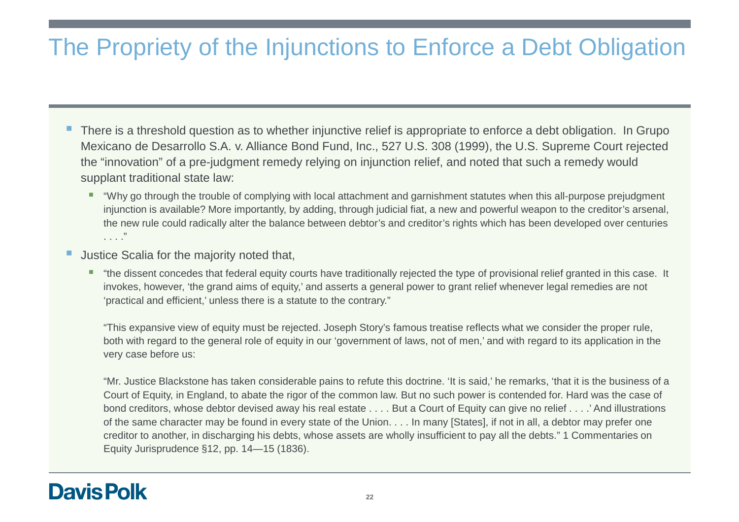# The Propriety of the Injunctions to Enforce a Debt Obligation

- There is a threshold question as to whether injunctive relief is appropriate to enforce a debt obligation. In Grupo Mexicano de Desarrollo S.A. v. Alliance Bond Fund, Inc., 527 U.S. 308 (1999), the U.S. Supreme Court rejected the "innovation" of a pre-judgment remedy relying on injunction relief, and noted that such a remedy would supplant traditional state law:
  - "Why go through the trouble of complying with local attachment and garnishment statutes when this all-purpose prejudgment injunction is available? More importantly, by adding, through judicial fiat, a new and powerful weapon to the creditor's arsenal, the new rule could radically alter the balance between debtor's and creditor's rights which has been developed over centuries . . . ."
- Justice Scalia for the majority noted that,
  - "the dissent concedes that federal equity courts have traditionally rejected the type of provisional relief granted in this case. It invokes, however, 'the grand aims of equity,' and asserts a general power to grant relief whenever legal remedies are not 'practical and efficient,' unless there is a statute to the contrary."

    "This expansive view of equity must be rejected. Joseph Story's famous treatise reflects what we consider the proper rule, both with regard to the general role of equity in our 'government of laws, not of men,' and with regard to its application in the very case before us:

    "Mr. Justice Blackstone has taken considerable pains to refute this doctrine. 'It is said,' he remarks, 'that it is the business of a Court of Equity, in England, to abate the rigor of the common law. But no such power is contended for. Hard was the case of bond creditors, whose debtor devised away his real estate . . . . But a Court of Equity can give no relief . . . .' And illustrations of the same character may be found in every state of the Union. . . . In many [States], if not in all, a debtor may prefer one creditor to another, in discharging his debts, whose assets are wholly insufficient to pay all the debts." 1 Commentaries on Equity Jurisprudence §12, pp. 14—15 (1836).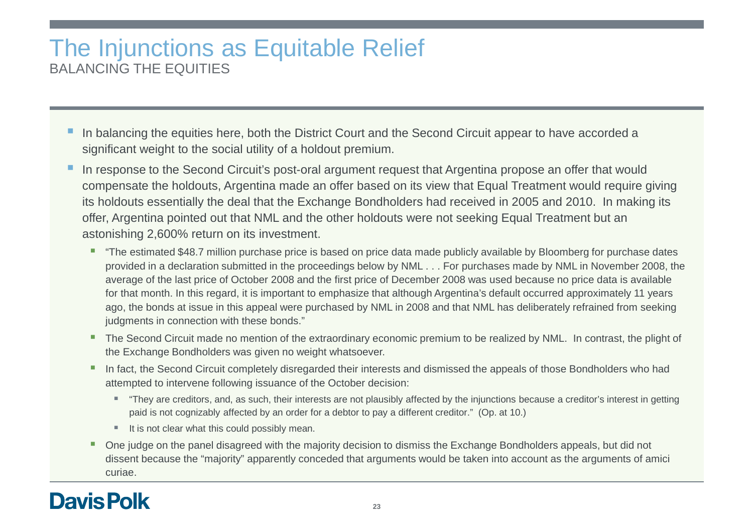# The Injunctions as Equitable Relief

## BALANCING THE EQUITIES

- In balancing the equities here, both the District Court and the Second Circuit appear to have accorded a significant weight to the social utility of a holdout premium.
- In response to the Second Circuit's post-oral argument request that Argentina propose an offer that would compensate the holdouts, Argentina made an offer based on its view that Equal Treatment would require giving its holdouts essentially the deal that the Exchange Bondholders had received in 2005 and 2010. In making its offer, Argentina pointed out that NML and the other holdouts were not seeking Equal Treatment but an astonishing 2,600% return on its investment.
  - "The estimated $48.7 million purchase price is based on price data made publicly available by Bloomberg for purchase dates provided in a declaration submitted in the proceedings below by NML . . . For purchases made by NML in November 2008, the average of the last price of October 2008 and the first price of December 2008 was used because no price data is available for that month. In this regard, it is important to emphasize that although Argentina's default occurred approximately 11 years ago, the bonds at issue in this appeal were purchased by NML in 2008 and that NML has deliberately refrained from seeking judgments in connection with these bonds."
  - The Second Circuit made no mention of the extraordinary economic premium to be realized by NML. In contrast, the plight of the Exchange Bondholders was given no weight whatsoever.
  - In fact, the Second Circuit completely disregarded their interests and dismissed the appeals of those Bondholders who had attempted to intervene following issuance of the October decision:
    - "They are creditors, and, as such, their interests are not plausibly affected by the injunctions because a creditor's interest in getting paid is not cognizably affected by an order for a debtor to pay a different creditor." (Op. at 10.)
    - It is not clear what this could possibly mean.
  - One judge on the panel disagreed with the majority decision to dismiss the Exchange Bondholders appeals, but did not dissent because the "majority" apparently conceded that arguments would be taken into account as the arguments of amici curiae.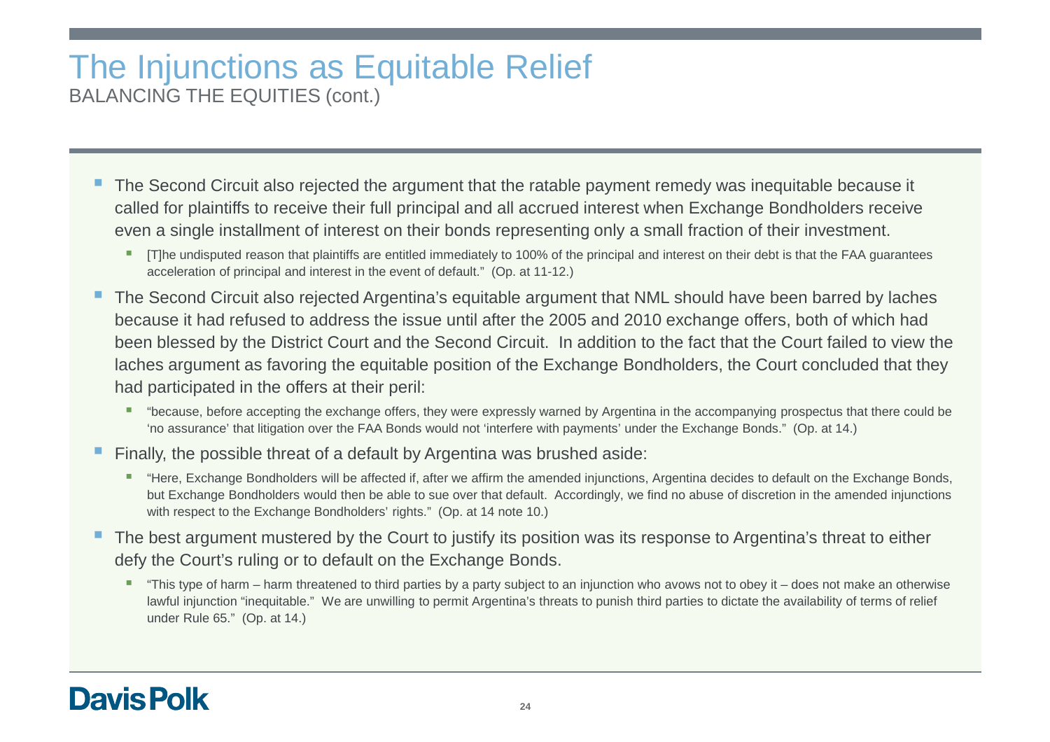# The Injunctions as Equitable Relief

## BALANCING THE EQUITIES (cont.)

- The Second Circuit also rejected the argument that the ratable payment remedy was inequitable because it called for plaintiffs to receive their full principal and all accrued interest when Exchange Bondholders receive even a single installment of interest on their bonds representing only a small fraction of their investment.
  - [T]he undisputed reason that plaintiffs are entitled immediately to 100% of the principal and interest on their debt is that the FAA guarantees acceleration of principal and interest in the event of default." (Op. at 11-12.)
- The Second Circuit also rejected Argentina's equitable argument that NML should have been barred by laches because it had refused to address the issue until after the 2005 and 2010 exchange offers, both of which had been blessed by the District Court and the Second Circuit. In addition to the fact that the Court failed to view the laches argument as favoring the equitable position of the Exchange Bondholders, the Court concluded that they had participated in the offers at their peril:
  - "because, before accepting the exchange offers, they were expressly warned by Argentina in the accompanying prospectus that there could be 'no assurance' that litigation over the FAA Bonds would not 'interfere with payments' under the Exchange Bonds." (Op. at 14.)
- Finally, the possible threat of a default by Argentina was brushed aside:
  - "Here, Exchange Bondholders will be affected if, after we affirm the amended injunctions, Argentina decides to default on the Exchange Bonds, but Exchange Bondholders would then be able to sue over that default. Accordingly, we find no abuse of discretion in the amended injunctions with respect to the Exchange Bondholders' rights." (Op. at 14 note 10.)
- The best argument mustered by the Court to justify its position was its response to Argentina's threat to either defy the Court's ruling or to default on the Exchange Bonds.
  - "This type of harm – harm threatened to third parties by a party subject to an injunction who avows not to obey it – does not make an otherwise lawful injunction "inequitable." We are unwilling to permit Argentina's threats to punish third parties to dictate the availability of terms of relief under Rule 65." (Op. at 14.)

Davis Polk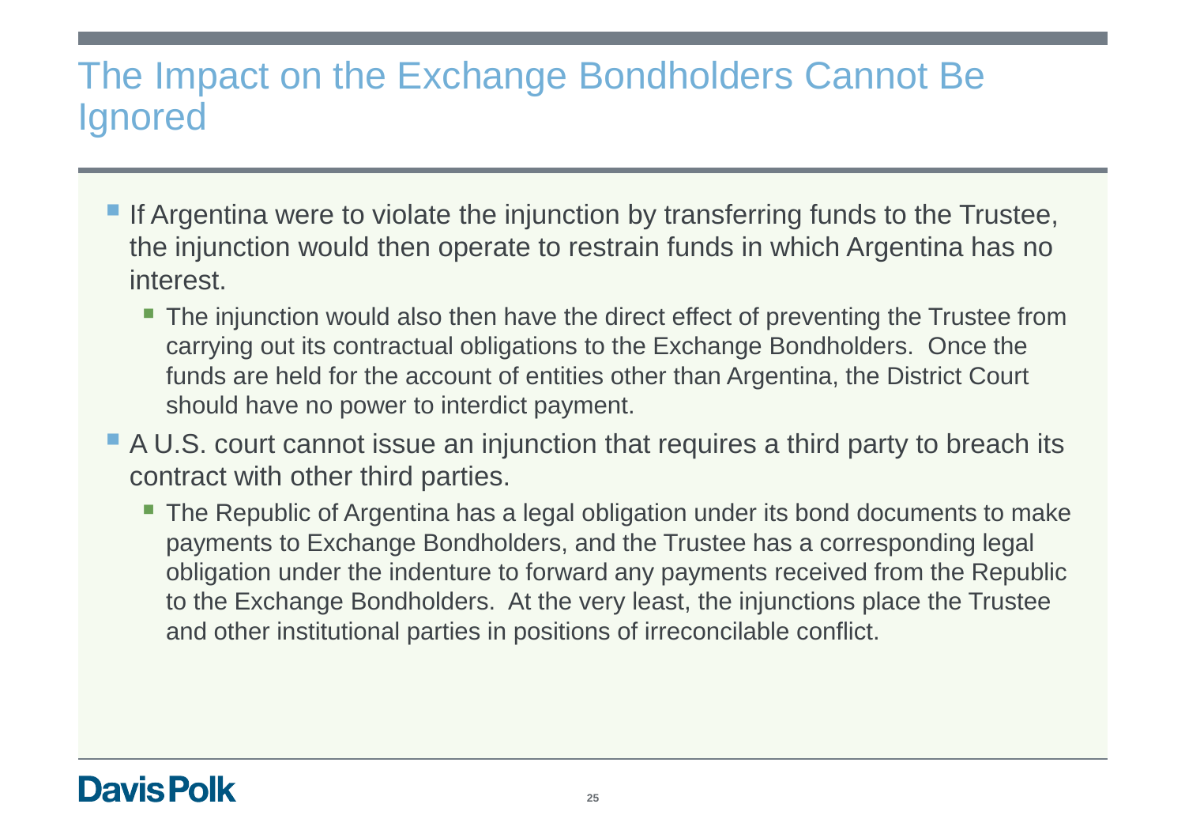# The Impact on the Exchange Bondholders Cannot Be Ignored

- If Argentina were to violate the injunction by transferring funds to the Trustee, the injunction would then operate to restrain funds in which Argentina has no interest.
  - The injunction would also then have the direct effect of preventing the Trustee from carrying out its contractual obligations to the Exchange Bondholders. Once the funds are held for the account of entities other than Argentina, the District Court should have no power to interdict payment.
- A U.S. court cannot issue an injunction that requires a third party to breach its contract with other third parties.
  - The Republic of Argentina has a legal obligation under its bond documents to make payments to Exchange Bondholders, and the Trustee has a corresponding legal obligation under the indenture to forward any payments received from the Republic to the Exchange Bondholders. At the very least, the injunctions place the Trustee and other institutional parties in positions of irreconcilable conflict.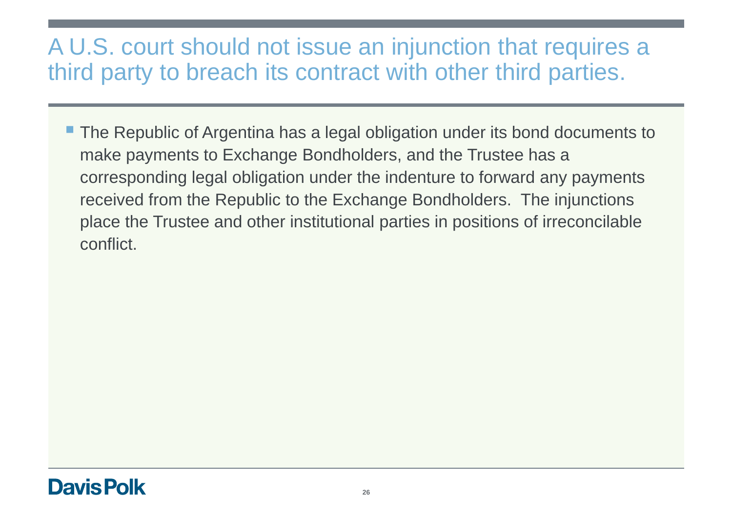# A U.S. court should not issue an injunction that requires a third party to breach its contract with other third parties.

- The Republic of Argentina has a legal obligation under its bond documents to make payments to Exchange Bondholders, and the Trustee has a corresponding legal obligation under the indenture to forward any payments received from the Republic to the Exchange Bondholders. The injunctions place the Trustee and other institutional parties in positions of irreconcilable conflict.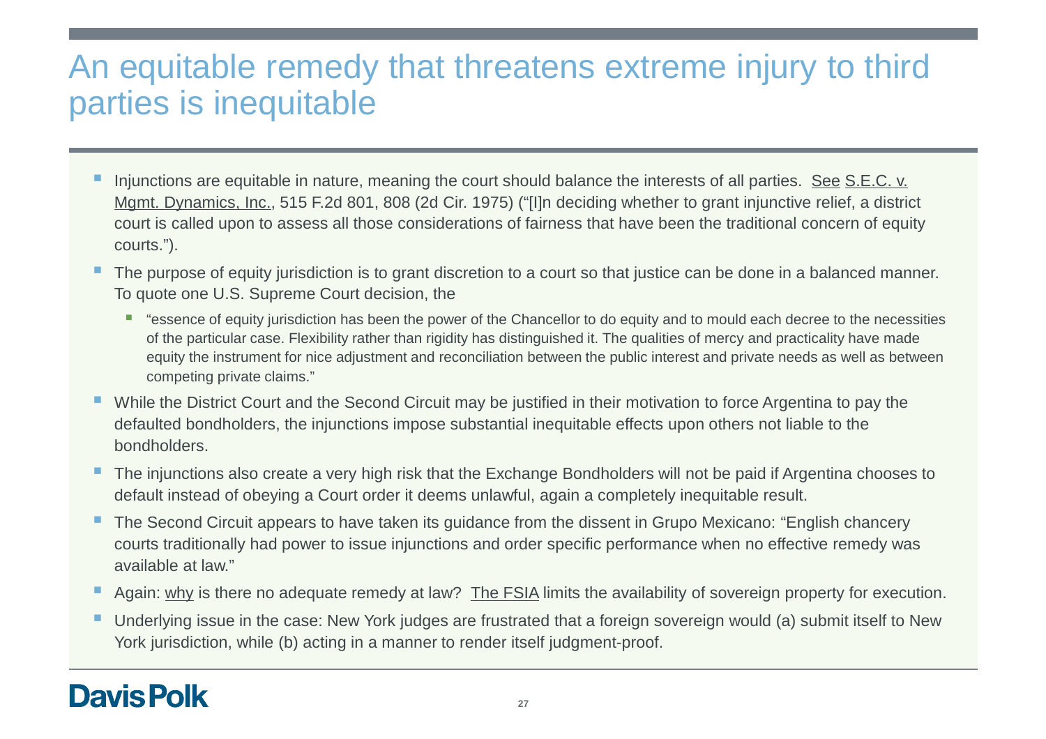# An equitable remedy that threatens extreme injury to third parties is inequitable

- Injunctions are equitable in nature, meaning the court should balance the interests of all parties. See S.E.C. v. Mgmt. Dynamics, Inc., 515 F.2d 801, 808 (2d Cir. 1975) ("[I]n deciding whether to grant injunctive relief, a district court is called upon to assess all those considerations of fairness that have been the traditional concern of equity courts.").
- The purpose of equity jurisdiction is to grant discretion to a court so that justice can be done in a balanced manner. To quote one U.S. Supreme Court decision, the
  - "essence of equity jurisdiction has been the power of the Chancellor to do equity and to mould each decree to the necessities of the particular case. Flexibility rather than rigidity has distinguished it. The qualities of mercy and practicality have made equity the instrument for nice adjustment and reconciliation between the public interest and private needs as well as between competing private claims."
- While the District Court and the Second Circuit may be justified in their motivation to force Argentina to pay the defaulted bondholders, the injunctions impose substantial inequitable effects upon others not liable to the bondholders.
- The injunctions also create a very high risk that the Exchange Bondholders will not be paid if Argentina chooses to default instead of obeying a Court order it deems unlawful, again a completely inequitable result.
- The Second Circuit appears to have taken its guidance from the dissent in Grupo Mexicano: "English chancery courts traditionally had power to issue injunctions and order specific performance when no effective remedy was available at law."
- Again: why is there no adequate remedy at law? The FSIA limits the availability of sovereign property for execution.
- Underlying issue in the case: New York judges are frustrated that a foreign sovereign would (a) submit itself to New York jurisdiction, while (b) acting in a manner to render itself judgment-proof.

**Davis Polk**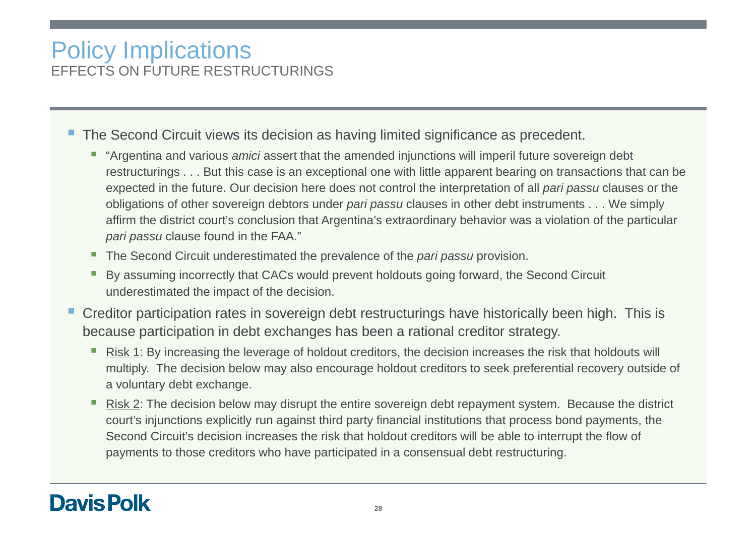# Policy Implications

## EFFECTS ON FUTURE RESTRUCTURINGS

- The Second Circuit views its decision as having limited significance as precedent.
  - "Argentina and various *amici* assert that the amended injunctions will imperil future sovereign debt restructurings . . . But this case is an exceptional one with little apparent bearing on transactions that can be expected in the future. Our decision here does not control the interpretation of all *pari passu* clauses or the obligations of other sovereign debtors under *pari passu* clauses in other debt instruments . . . We simply affirm the district court's conclusion that Argentina's extraordinary behavior was a violation of the particular *pari passu* clause found in the FAA."
  - The Second Circuit underestimated the prevalence of the *pari passu* provision.
  - By assuming incorrectly that CACs would prevent holdouts going forward, the Second Circuit underestimated the impact of the decision.
- Creditor participation rates in sovereign debt restructurings have historically been high. This is because participation in debt exchanges has been a rational creditor strategy.
  - <u>Risk 1</u>: By increasing the leverage of holdout creditors, the decision increases the risk that holdouts will multiply. The decision below may also encourage holdout creditors to seek preferential recovery outside of a voluntary debt exchange.
  - <u>Risk 2</u>: The decision below may disrupt the entire sovereign debt repayment system. Because the district court's injunctions explicitly run against third party financial institutions that process bond payments, the Second Circuit's decision increases the risk that holdout creditors will be able to interrupt the flow of payments to those creditors who have participated in a consensual debt restructuring.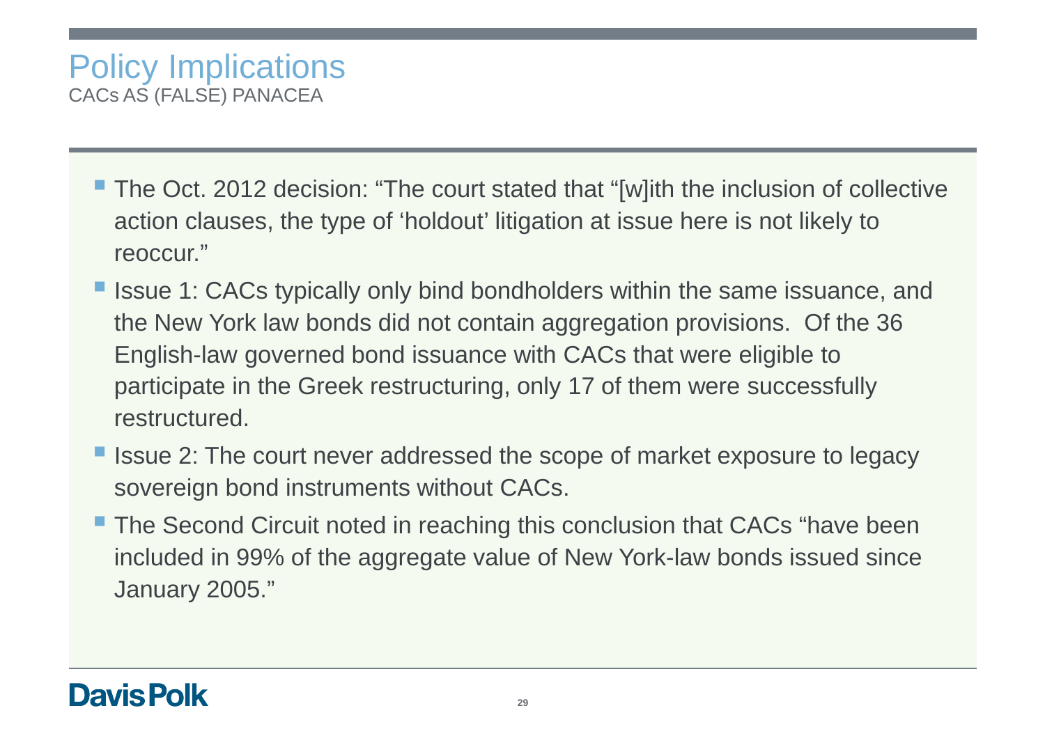# Policy Implications

## CACs AS (FALSE) PANACEA

- The Oct. 2012 decision: "The court stated that "[w]ith the inclusion of collective action clauses, the type of 'holdout' litigation at issue here is not likely to reoccur."
- Issue 1: CACs typically only bind bondholders within the same issuance, and the New York law bonds did not contain aggregation provisions. Of the 36 English-law governed bond issuance with CACs that were eligible to participate in the Greek restructuring, only 17 of them were successfully restructured.
- Issue 2: The court never addressed the scope of market exposure to legacy sovereign bond instruments without CACs.
- The Second Circuit noted in reaching this conclusion that CACs "have been included in 99% of the aggregate value of New York-law bonds issued since January 2005."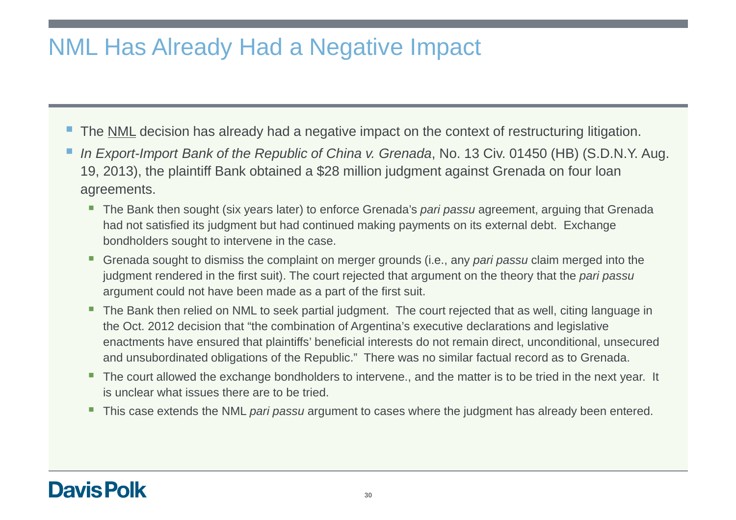# NML Has Already Had a Negative Impact

- The NML decision has already had a negative impact on the context of restructuring litigation.
- *In Export-Import Bank of the Republic of China v. Grenada*, No. 13 Civ. 01450 (HB) (S.D.N.Y. Aug. 19, 2013), the plaintiff Bank obtained a $28 million judgment against Grenada on four loan agreements.
  - The Bank then sought (six years later) to enforce Grenada's *pari passu* agreement, arguing that Grenada had not satisfied its judgment but had continued making payments on its external debt. Exchange bondholders sought to intervene in the case.
  - Grenada sought to dismiss the complaint on merger grounds (i.e., any *pari passu* claim merged into the judgment rendered in the first suit). The court rejected that argument on the theory that the *pari passu* argument could not have been made as a part of the first suit.
  - The Bank then relied on NML to seek partial judgment. The court rejected that as well, citing language in the Oct. 2012 decision that "the combination of Argentina's executive declarations and legislative enactments have ensured that plaintiffs' beneficial interests do not remain direct, unconditional, unsecured and unsubordinated obligations of the Republic." There was no similar factual record as to Grenada.
  - The court allowed the exchange bondholders to intervene., and the matter is to be tried in the next year. It is unclear what issues there are to be tried.
  - This case extends the NML *pari passu* argument to cases where the judgment has already been entered.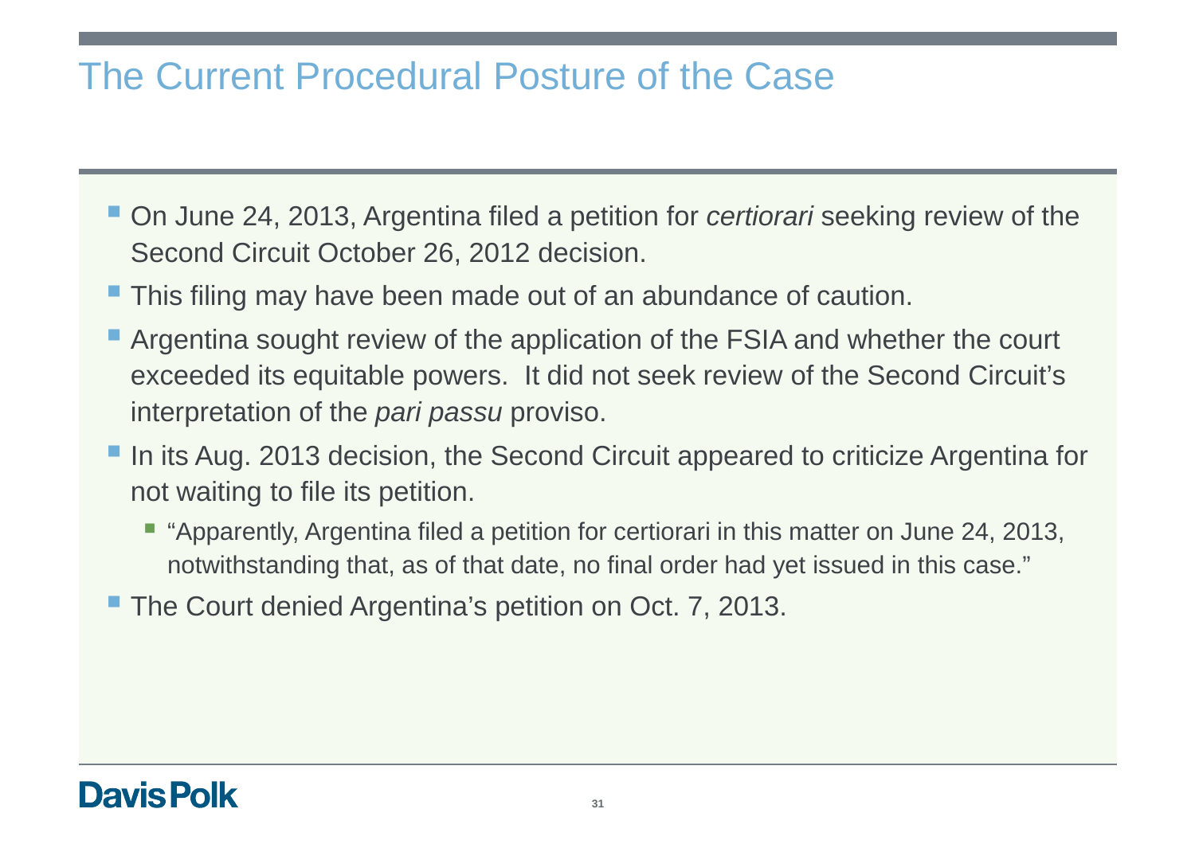# The Current Procedural Posture of the Case

- On June 24, 2013, Argentina filed a petition for *certiorari* seeking review of the Second Circuit October 26, 2012 decision.
- This filing may have been made out of an abundance of caution.
- Argentina sought review of the application of the FSIA and whether the court exceeded its equitable powers. It did not seek review of the Second Circuit's interpretation of the *pari passu* proviso.
- In its Aug. 2013 decision, the Second Circuit appeared to criticize Argentina for not waiting to file its petition.
  - "Apparently, Argentina filed a petition for certiorari in this matter on June 24, 2013, notwithstanding that, as of that date, no final order had yet issued in this case."
- The Court denied Argentina's petition on Oct. 7, 2013.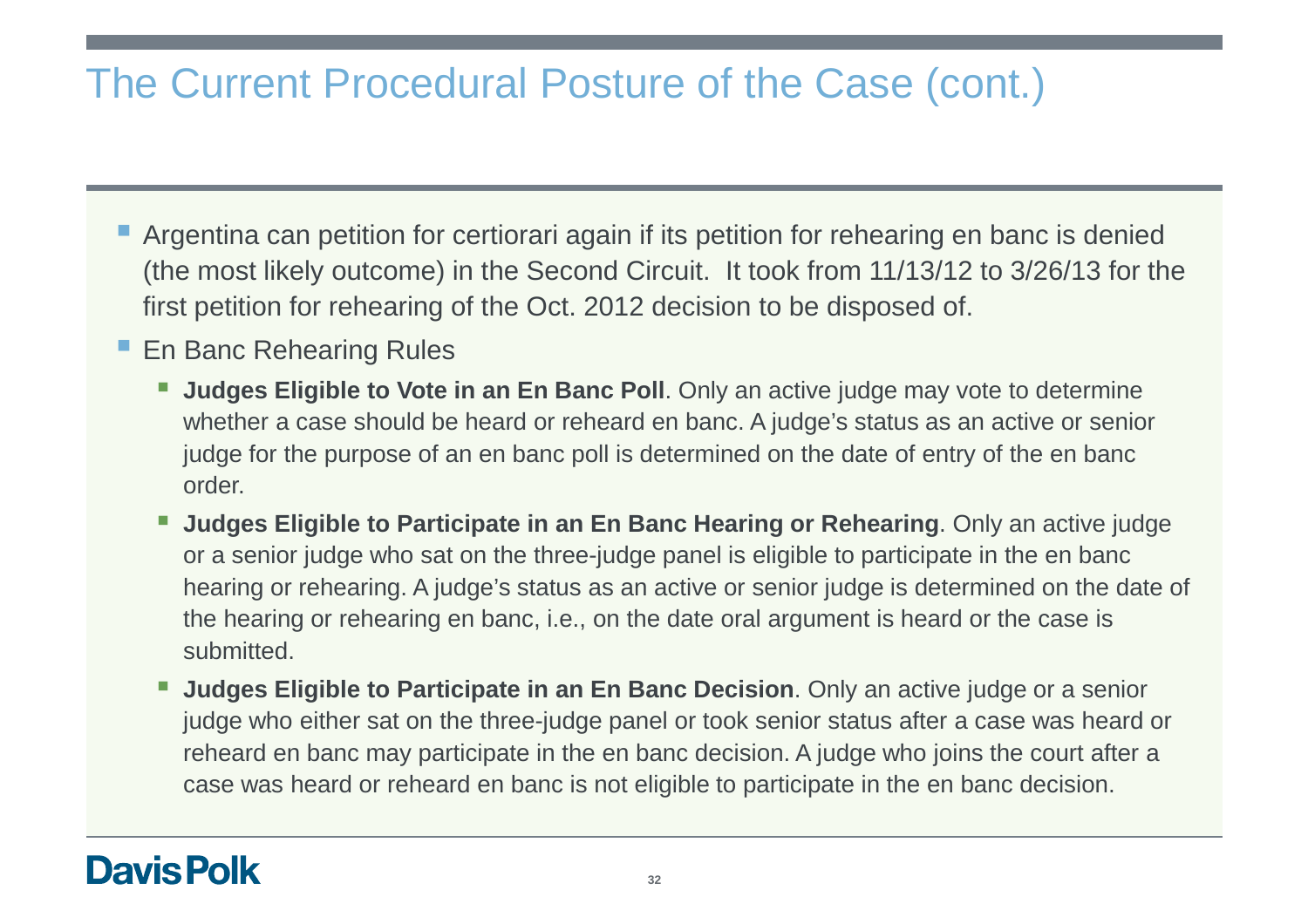# The Current Procedural Posture of the Case (cont.)

- Argentina can petition for certiorari again if its petition for rehearing en banc is denied (the most likely outcome) in the Second Circuit. It took from 11/13/12 to 3/26/13 for the first petition for rehearing of the Oct. 2012 decision to be disposed of.
- En Banc Rehearing Rules
  - **Judges Eligible to Vote in an En Banc Poll**. Only an active judge may vote to determine whether a case should be heard or reheard en banc. A judge's status as an active or senior judge for the purpose of an en banc poll is determined on the date of entry of the en banc order.
  - **Judges Eligible to Participate in an En Banc Hearing or Rehearing**. Only an active judge or a senior judge who sat on the three-judge panel is eligible to participate in the en banc hearing or rehearing. A judge's status as an active or senior judge is determined on the date of the hearing or rehearing en banc, i.e., on the date oral argument is heard or the case is submitted.
  - **Judges Eligible to Participate in an En Banc Decision**. Only an active judge or a senior judge who either sat on the three-judge panel or took senior status after a case was heard or reheard en banc may participate in the en banc decision. A judge who joins the court after a case was heard or reheard en banc is not eligible to participate in the en banc decision.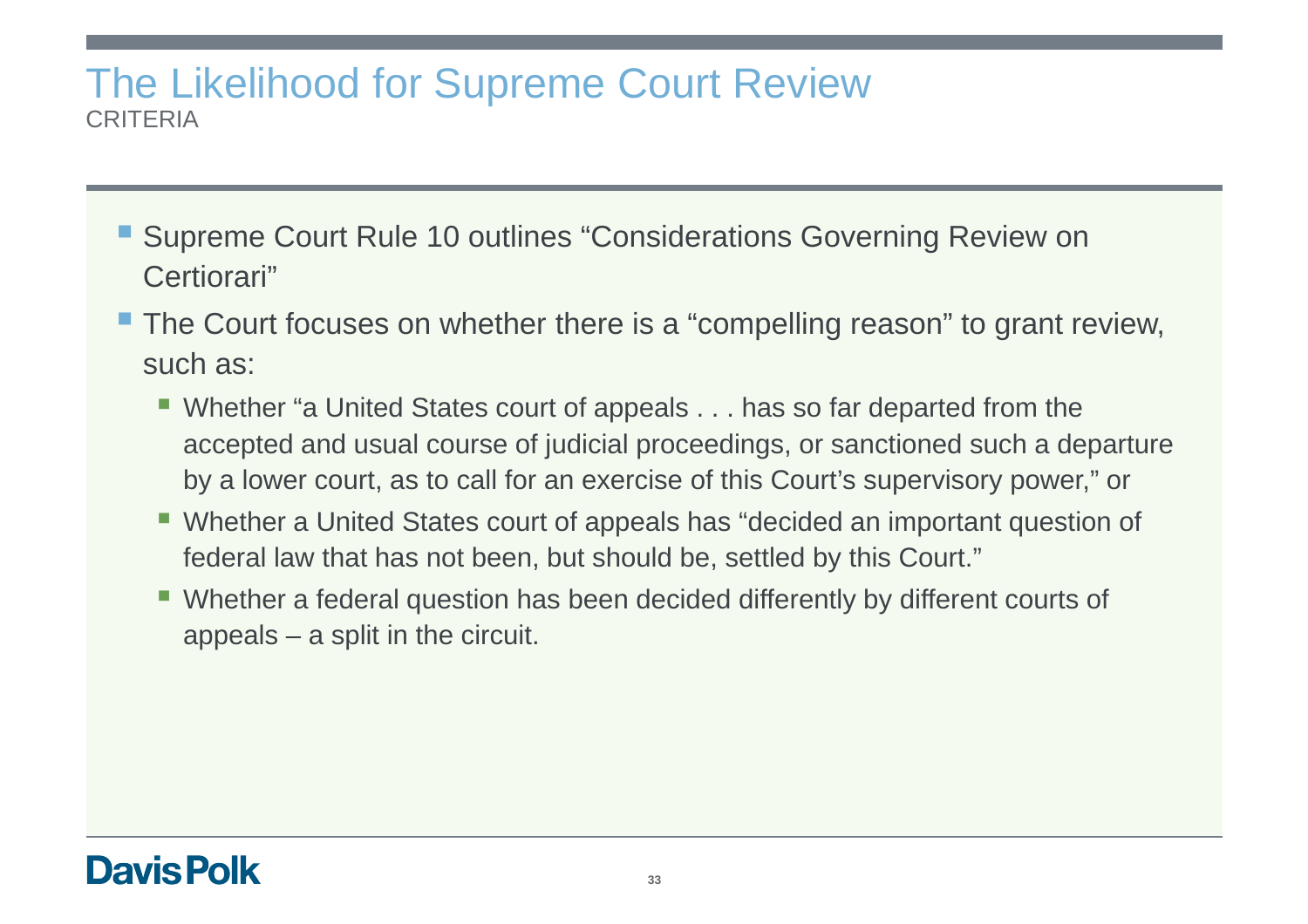# The Likelihood for Supreme Court Review

CRITERIA

- Supreme Court Rule 10 outlines "Considerations Governing Review on Certiorari"
- The Court focuses on whether there is a "compelling reason" to grant review, such as:
  - Whether "a United States court of appeals . . . has so far departed from the accepted and usual course of judicial proceedings, or sanctioned such a departure by a lower court, as to call for an exercise of this Court's supervisory power," or
  - Whether a United States court of appeals has "decided an important question of federal law that has not been, but should be, settled by this Court."
  - Whether a federal question has been decided differently by different courts of appeals – a split in the circuit.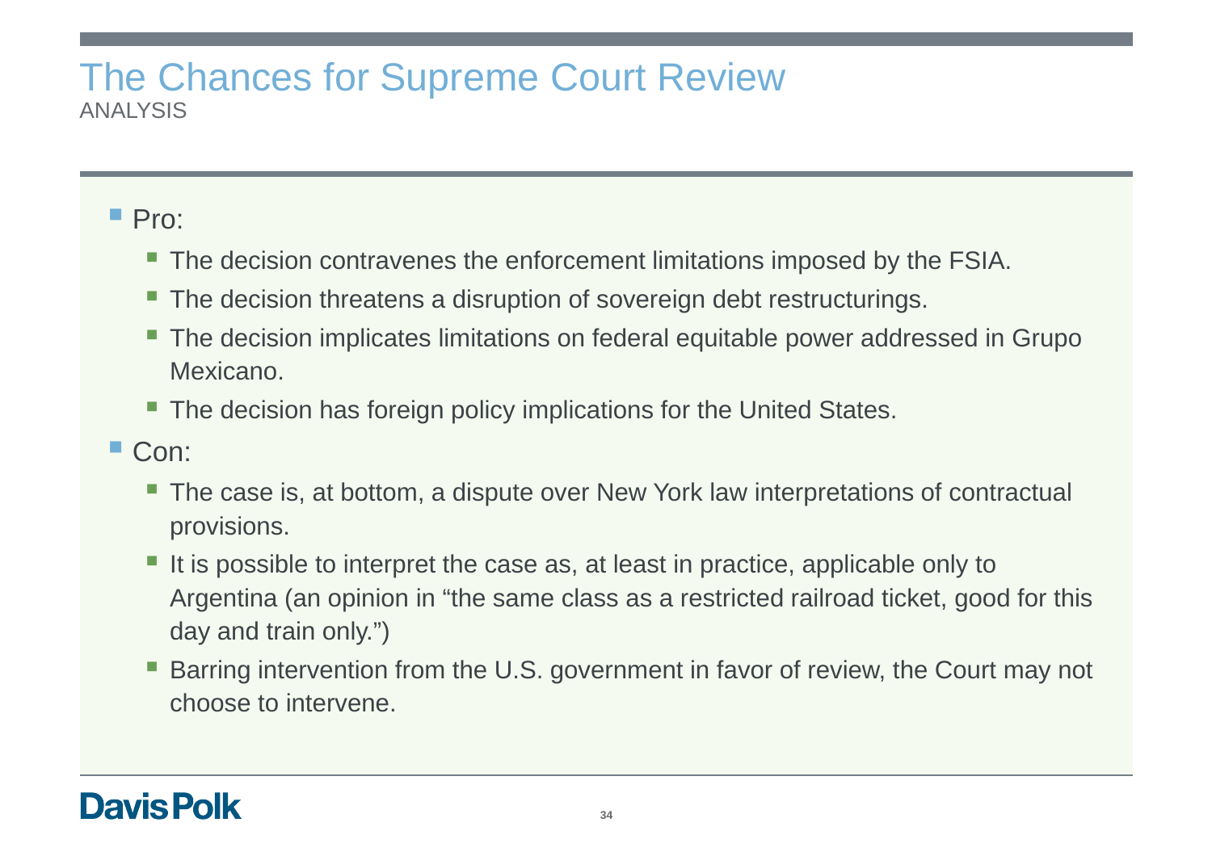# The Chances for Supreme Court Review

ANALYSIS

- Pro:
  - The decision contravenes the enforcement limitations imposed by the FSIA.
  - The decision threatens a disruption of sovereign debt restructurings.
  - The decision implicates limitations on federal equitable power addressed in Grupo Mexicano.
  - The decision has foreign policy implications for the United States.
- Con:
  - The case is, at bottom, a dispute over New York law interpretations of contractual provisions.
  - It is possible to interpret the case as, at least in practice, applicable only to Argentina (an opinion in "the same class as a restricted railroad ticket, good for this day and train only.")
  - Barring intervention from the U.S. government in favor of review, the Court may not choose to intervene.